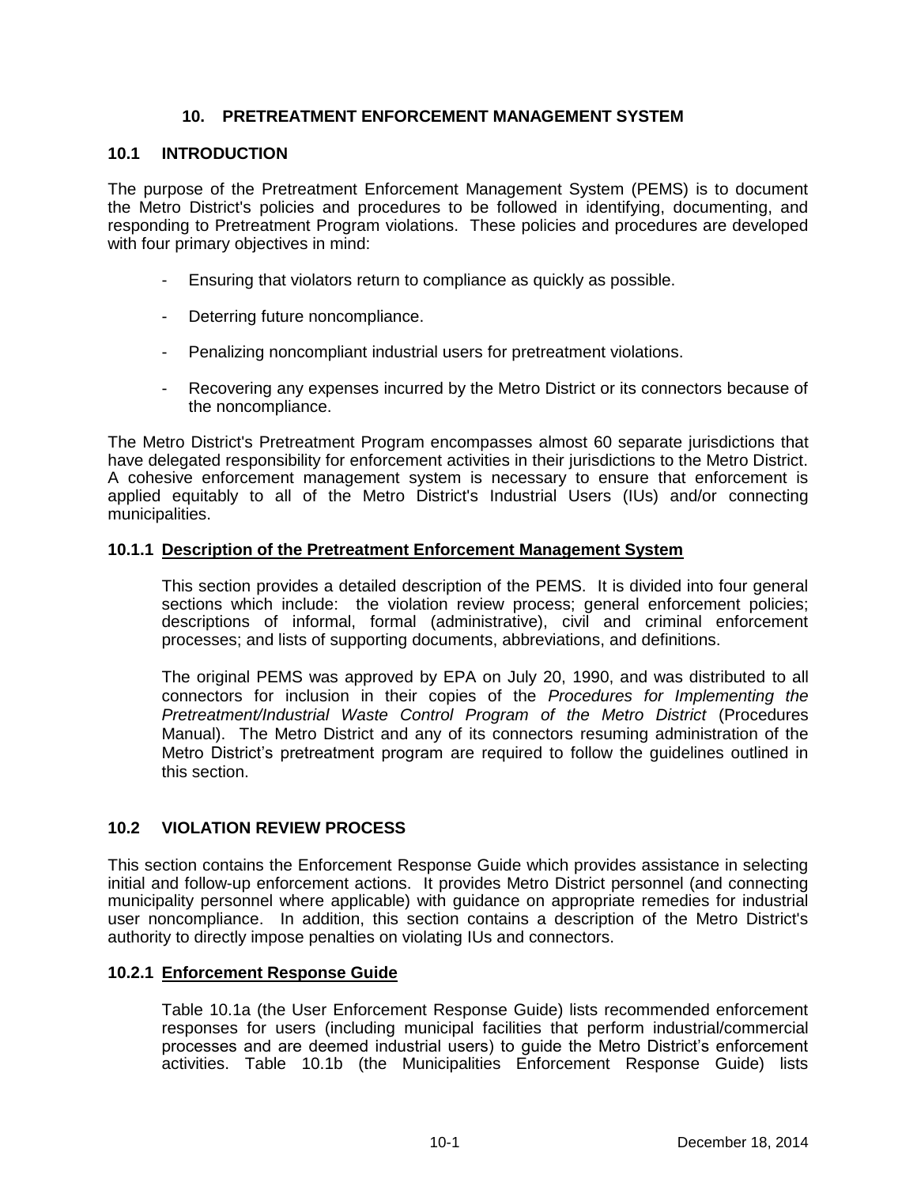# 10. PRETREATMENT ENFORCEMENT MANAGEMENT SYSTEM

## 10.1 INTRODUCTION

The purpose of the Pretreatment Enforcement Management System (PEMS) is to document the Metro District's policies and procedures to be followed in identifying, documenting, and responding to Pretreatment Program violations. These policies and procedures are developed with four primary objectives in mind:

- Ensuring that violators return to compliance as quickly as possible.
- Deterring future noncompliance.
- Penalizing noncompliant industrial users for pretreatment violations.
- Recovering any expenses incurred by the Metro District or its connectors because of the noncompliance.

The Metro District's Pretreatment Program encompasses almost 60 separate jurisdictions that have delegated responsibility for enforcement activities in their jurisdictions to the Metro District. A cohesive enforcement management system is necessary to ensure that enforcement is applied equitably to all of the Metro District's Industrial Users (IUs) and/or connecting municipalities.

### 10.1.1 Description of the Pretreatment Enforcement Management System

This section provides a detailed description of the PEMS. It is divided into four general sections which include: the violation review process; general enforcement policies; descriptions of informal, formal (administrative), civil and criminal enforcement processes; and lists of supporting documents, abbreviations, and definitions.

The original PEMS was approved by EPA on July 20, 1990, and was distributed to all connectors for inclusion in their copies of the *Procedures for Implementing the Pretreatment/Industrial Waste Control Program of the Metro District* (Procedures Manual). The Metro District and any of its connectors resuming administration of the Metro District's pretreatment program are required to follow the guidelines outlined in this section.

## 10.2 VIOLATION REVIEW PROCESS

This section contains the Enforcement Response Guide which provides assistance in selecting initial and follow-up enforcement actions. It provides Metro District personnel (and connecting municipality personnel where applicable) with guidance on appropriate remedies for industrial user noncompliance. In addition, this section contains a description of the Metro District's authority to directly impose penalties on violating IUs and connectors.

### 10.2.1 Enforcement Response Guide

Table 10.1a (the User Enforcement Response Guide) lists recommended enforcement responses for users (including municipal facilities that perform industrial/commercial processes and are deemed industrial users) to guide the Metro District's enforcement activities. Table 10.1b (the Municipalities Enforcement Response Guide) lists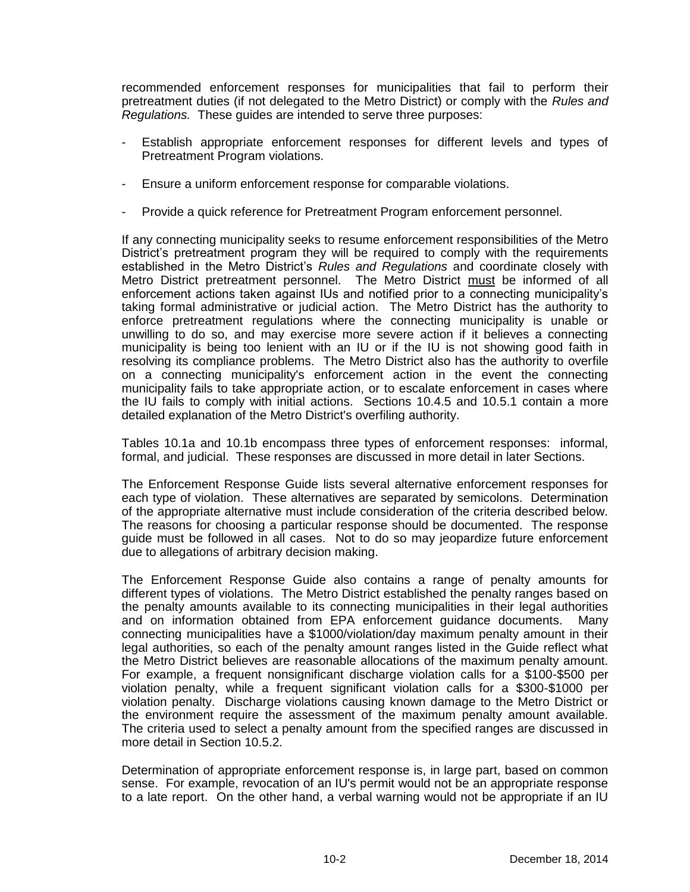recommended enforcement responses for municipalities that fail to perform their pretreatment duties (if not delegated to the Metro District) or comply with the *Rules and Regulations.* These guides are intended to serve three purposes:

- Establish appropriate enforcement responses for different levels and types of Pretreatment Program violations.

- Ensure a uniform enforcement response for comparable violations.

- Provide a quick reference for Pretreatment Program enforcement personnel.

If any connecting municipality seeks to resume enforcement responsibilities of the Metro District's pretreatment program they will be required to comply with the requirements established in the Metro District's *Rules and Regulations* and coordinate closely with Metro District pretreatment personnel. The Metro District <u>must</u> be informed of all enforcement actions taken against IUs and notified prior to a connecting municipality's taking formal administrative or judicial action. The Metro District has the authority to enforce pretreatment regulations where the connecting municipality is unable or unwilling to do so, and may exercise more severe action if it believes a connecting municipality is being too lenient with an IU or if the IU is not showing good faith in resolving its compliance problems. The Metro District also has the authority to overfile on a connecting municipality's enforcement action in the event the connecting municipality fails to take appropriate action, or to escalate enforcement in cases where the IU fails to comply with initial actions. Sections 10.4.5 and 10.5.1 contain a more detailed explanation of the Metro District's overfiling authority.

Tables 10.1a and 10.1b encompass three types of enforcement responses: informal, formal, and judicial. These responses are discussed in more detail in later Sections.

The Enforcement Response Guide lists several alternative enforcement responses for each type of violation. These alternatives are separated by semicolons. Determination of the appropriate alternative must include consideration of the criteria described below. The reasons for choosing a particular response should be documented. The response guide must be followed in all cases. Not to do so may jeopardize future enforcement due to allegations of arbitrary decision making.

The Enforcement Response Guide also contains a range of penalty amounts for different types of violations. The Metro District established the penalty ranges based on the penalty amounts available to its connecting municipalities in their legal authorities and on information obtained from EPA enforcement guidance documents. Many connecting municipalities have a $1000/violation/day maximum penalty amount in their legal authorities, so each of the penalty amount ranges listed in the Guide reflect what the Metro District believes are reasonable allocations of the maximum penalty amount. For example, a frequent nonsignificant discharge violation calls for a $100-$500 per violation penalty, while a frequent significant violation calls for a $300-$1000 per violation penalty. Discharge violations causing known damage to the Metro District or the environment require the assessment of the maximum penalty amount available. The criteria used to select a penalty amount from the specified ranges are discussed in more detail in Section 10.5.2.

Determination of appropriate enforcement response is, in large part, based on common sense. For example, revocation of an IU's permit would not be an appropriate response to a late report. On the other hand, a verbal warning would not be appropriate if an IU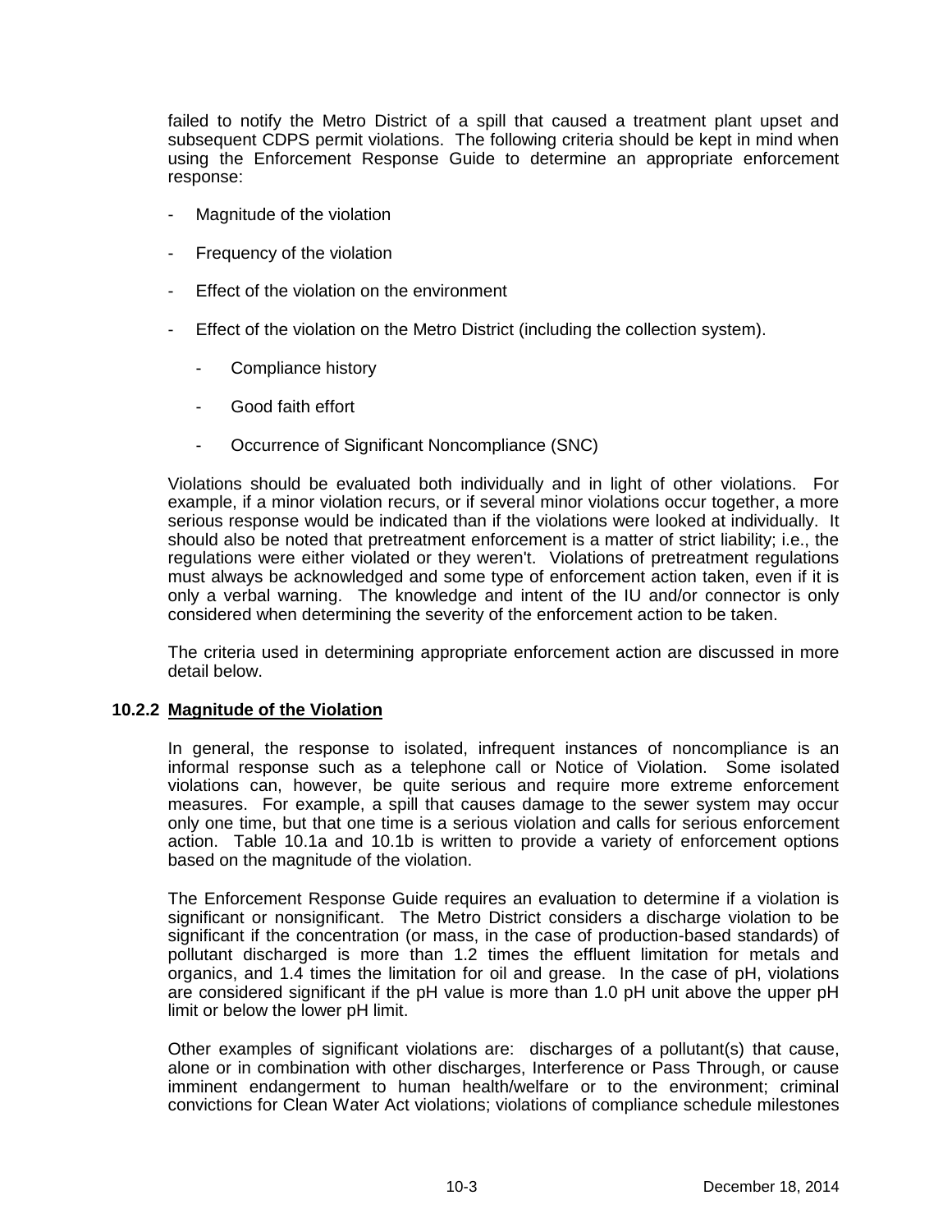failed to notify the Metro District of a spill that caused a treatment plant upset and subsequent CDPS permit violations. The following criteria should be kept in mind when using the Enforcement Response Guide to determine an appropriate enforcement response:

- Magnitude of the violation
- Frequency of the violation
- Effect of the violation on the environment
- Effect of the violation on the Metro District (including the collection system).
  - Compliance history
  - Good faith effort
  - Occurrence of Significant Noncompliance (SNC)

Violations should be evaluated both individually and in light of other violations. For example, if a minor violation recurs, or if several minor violations occur together, a more serious response would be indicated than if the violations were looked at individually. It should also be noted that pretreatment enforcement is a matter of strict liability; i.e., the regulations were either violated or they weren't. Violations of pretreatment regulations must always be acknowledged and some type of enforcement action taken, even if it is only a verbal warning. The knowledge and intent of the IU and/or connector is only considered when determining the severity of the enforcement action to be taken.

The criteria used in determining appropriate enforcement action are discussed in more detail below.

### 10.2.2 Magnitude of the Violation

In general, the response to isolated, infrequent instances of noncompliance is an informal response such as a telephone call or Notice of Violation. Some isolated violations can, however, be quite serious and require more extreme enforcement measures. For example, a spill that causes damage to the sewer system may occur only one time, but that one time is a serious violation and calls for serious enforcement action. Table 10.1a and 10.1b is written to provide a variety of enforcement options based on the magnitude of the violation.

The Enforcement Response Guide requires an evaluation to determine if a violation is significant or nonsignificant. The Metro District considers a discharge violation to be significant if the concentration (or mass, in the case of production-based standards) of pollutant discharged is more than 1.2 times the effluent limitation for metals and organics, and 1.4 times the limitation for oil and grease. In the case of pH, violations are considered significant if the pH value is more than 1.0 pH unit above the upper pH limit or below the lower pH limit.

Other examples of significant violations are: discharges of a pollutant(s) that cause, alone or in combination with other discharges, Interference or Pass Through, or cause imminent endangerment to human health/welfare or to the environment; criminal convictions for Clean Water Act violations; violations of compliance schedule milestones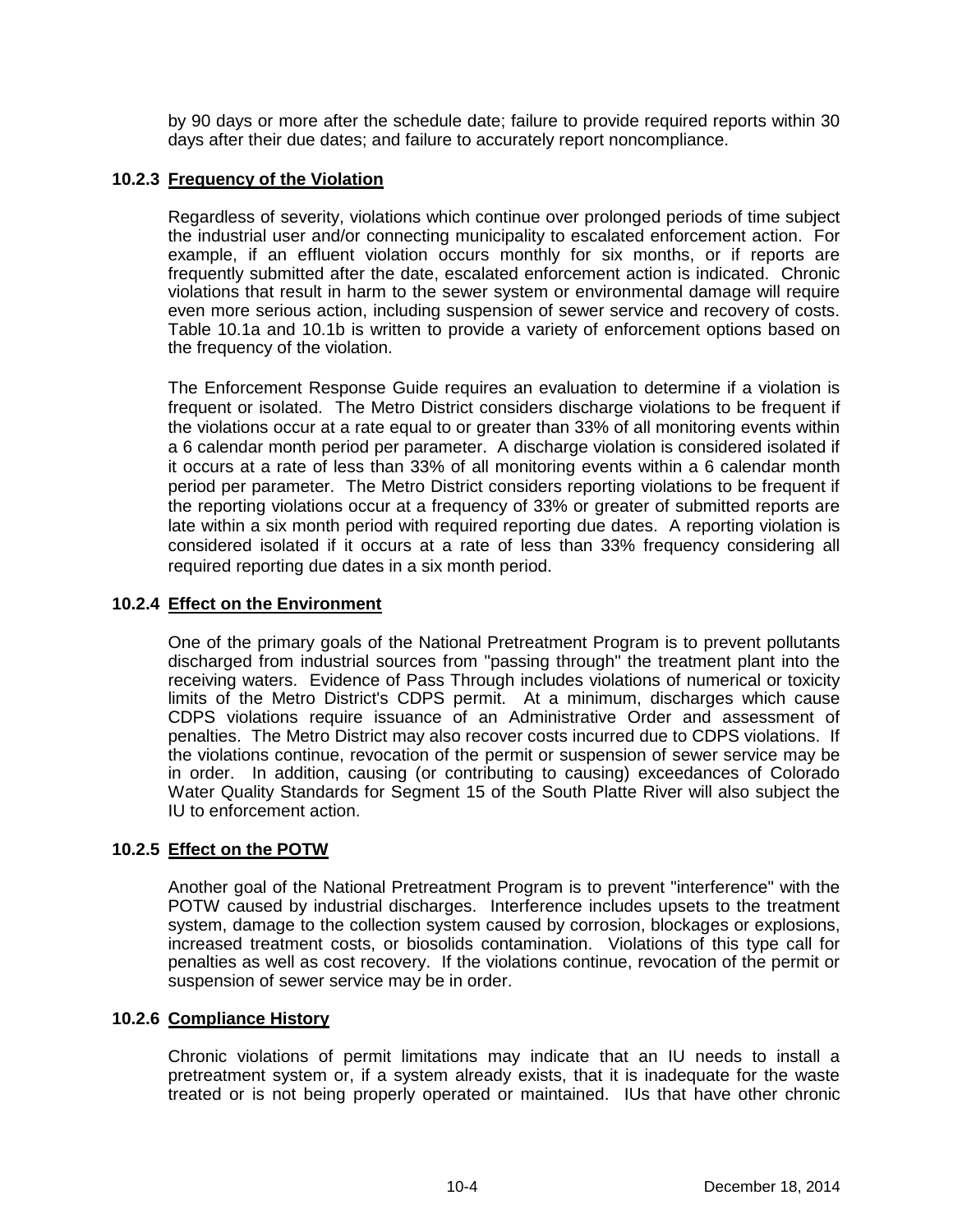by 90 days or more after the schedule date; failure to provide required reports within 30 days after their due dates; and failure to accurately report noncompliance.

### 10.2.3 Frequency of the Violation

Regardless of severity, violations which continue over prolonged periods of time subject the industrial user and/or connecting municipality to escalated enforcement action. For example, if an effluent violation occurs monthly for six months, or if reports are frequently submitted after the date, escalated enforcement action is indicated. Chronic violations that result in harm to the sewer system or environmental damage will require even more serious action, including suspension of sewer service and recovery of costs. Table 10.1a and 10.1b is written to provide a variety of enforcement options based on the frequency of the violation.

The Enforcement Response Guide requires an evaluation to determine if a violation is frequent or isolated. The Metro District considers discharge violations to be frequent if the violations occur at a rate equal to or greater than 33% of all monitoring events within a 6 calendar month period per parameter. A discharge violation is considered isolated if it occurs at a rate of less than 33% of all monitoring events within a 6 calendar month period per parameter. The Metro District considers reporting violations to be frequent if the reporting violations occur at a frequency of 33% or greater of submitted reports are late within a six month period with required reporting due dates. A reporting violation is considered isolated if it occurs at a rate of less than 33% frequency considering all required reporting due dates in a six month period.

### 10.2.4 Effect on the Environment

One of the primary goals of the National Pretreatment Program is to prevent pollutants discharged from industrial sources from "passing through" the treatment plant into the receiving waters. Evidence of Pass Through includes violations of numerical or toxicity limits of the Metro District's CDPS permit. At a minimum, discharges which cause CDPS violations require issuance of an Administrative Order and assessment of penalties. The Metro District may also recover costs incurred due to CDPS violations. If the violations continue, revocation of the permit or suspension of sewer service may be in order. In addition, causing (or contributing to causing) exceedances of Colorado Water Quality Standards for Segment 15 of the South Platte River will also subject the IU to enforcement action.

### 10.2.5 Effect on the POTW

Another goal of the National Pretreatment Program is to prevent "interference" with the POTW caused by industrial discharges. Interference includes upsets to the treatment system, damage to the collection system caused by corrosion, blockages or explosions, increased treatment costs, or biosolids contamination. Violations of this type call for penalties as well as cost recovery. If the violations continue, revocation of the permit or suspension of sewer service may be in order.

### 10.2.6 Compliance History

Chronic violations of permit limitations may indicate that an IU needs to install a pretreatment system or, if a system already exists, that it is inadequate for the waste treated or is not being properly operated or maintained. IUs that have other chronic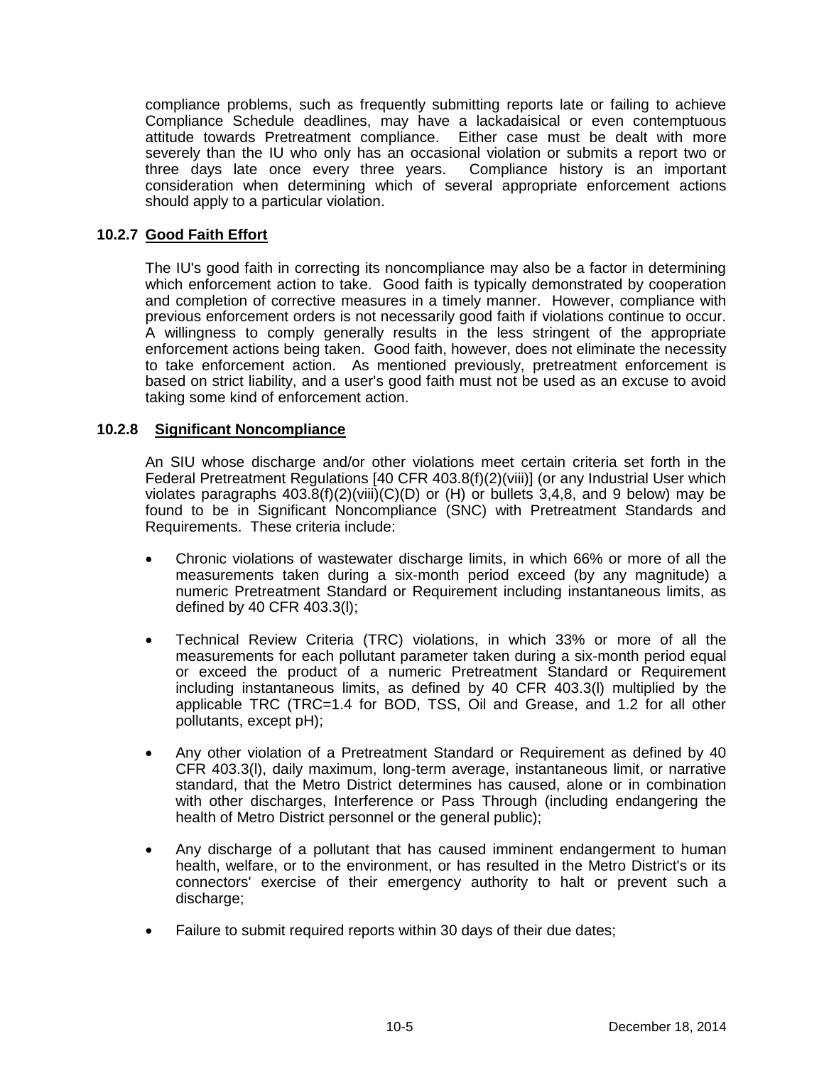compliance problems, such as frequently submitting reports late or failing to achieve Compliance Schedule deadlines, may have a lackadaisical or even contemptuous attitude towards Pretreatment compliance. Either case must be dealt with more severely than the IU who only has an occasional violation or submits a report two or three days late once every three years. Compliance history is an important consideration when determining which of several appropriate enforcement actions should apply to a particular violation.

### 10.2.7 Good Faith Effort

The IU's good faith in correcting its noncompliance may also be a factor in determining which enforcement action to take. Good faith is typically demonstrated by cooperation and completion of corrective measures in a timely manner. However, compliance with previous enforcement orders is not necessarily good faith if violations continue to occur. A willingness to comply generally results in the less stringent of the appropriate enforcement actions being taken. Good faith, however, does not eliminate the necessity to take enforcement action. As mentioned previously, pretreatment enforcement is based on strict liability, and a user's good faith must not be used as an excuse to avoid taking some kind of enforcement action.

### 10.2.8 Significant Noncompliance

An SIU whose discharge and/or other violations meet certain criteria set forth in the Federal Pretreatment Regulations [40 CFR 403.8(f)(2)(viii)] (or any Industrial User which violates paragraphs 403.8(f)(2)(viii)(C)(D) or (H) or bullets 3,4,8, and 9 below) may be found to be in Significant Noncompliance (SNC) with Pretreatment Standards and Requirements. These criteria include:

- Chronic violations of wastewater discharge limits, in which 66% or more of all the measurements taken during a six-month period exceed (by any magnitude) a numeric Pretreatment Standard or Requirement including instantaneous limits, as defined by 40 CFR 403.3(l);
- Technical Review Criteria (TRC) violations, in which 33% or more of all the measurements for each pollutant parameter taken during a six-month period equal or exceed the product of a numeric Pretreatment Standard or Requirement including instantaneous limits, as defined by 40 CFR 403.3(l) multiplied by the applicable TRC (TRC=1.4 for BOD, TSS, Oil and Grease, and 1.2 for all other pollutants, except pH);
- Any other violation of a Pretreatment Standard or Requirement as defined by 40 CFR 403.3(l), daily maximum, long-term average, instantaneous limit, or narrative standard, that the Metro District determines has caused, alone or in combination with other discharges, Interference or Pass Through (including endangering the health of Metro District personnel or the general public);
- Any discharge of a pollutant that has caused imminent endangerment to human health, welfare, or to the environment, or has resulted in the Metro District's or its connectors' exercise of their emergency authority to halt or prevent such a discharge;
- Failure to submit required reports within 30 days of their due dates;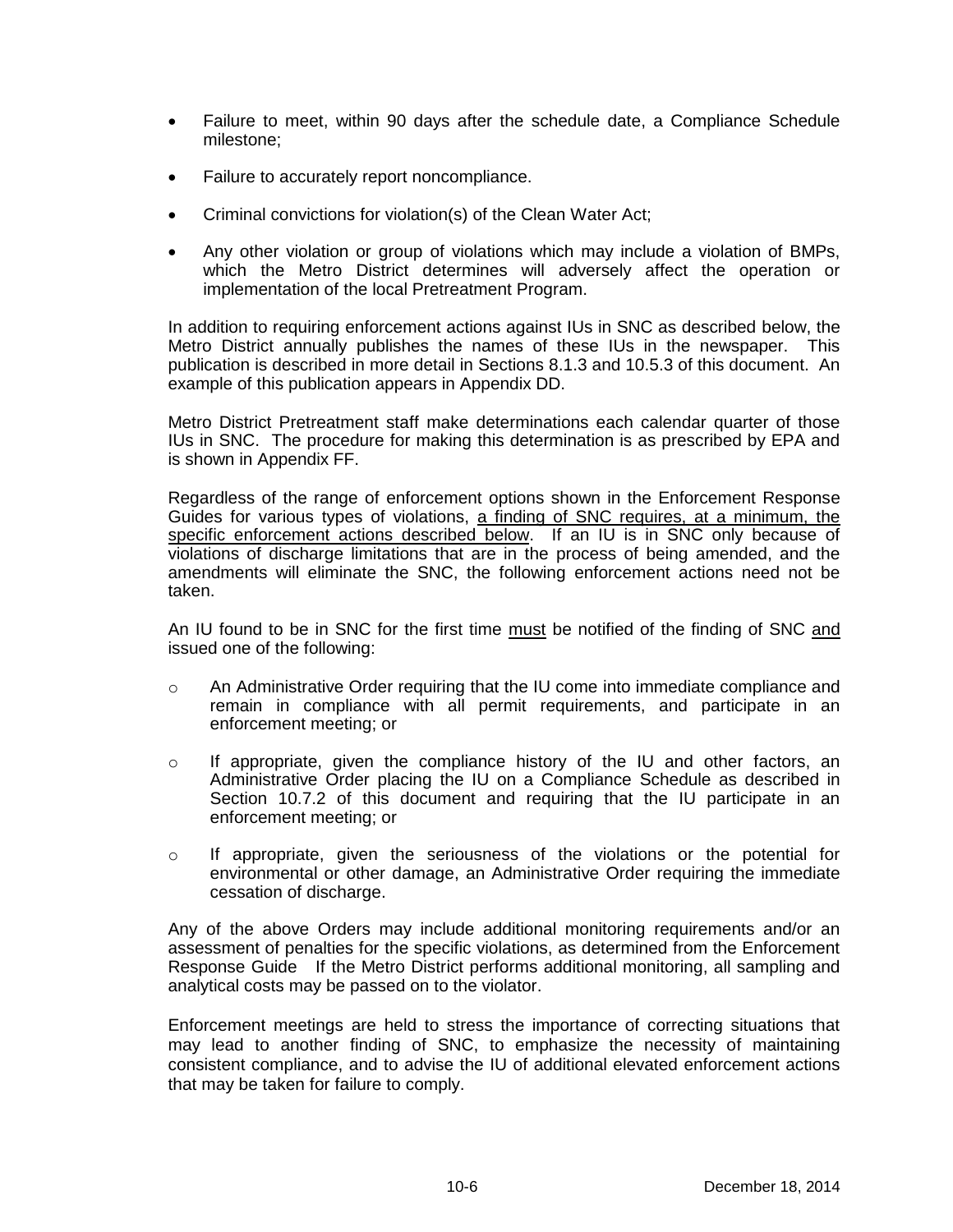- Failure to meet, within 90 days after the schedule date, a Compliance Schedule milestone;
- Failure to accurately report noncompliance.
- Criminal convictions for violation(s) of the Clean Water Act;
- Any other violation or group of violations which may include a violation of BMPs, which the Metro District determines will adversely affect the operation or implementation of the local Pretreatment Program.

In addition to requiring enforcement actions against IUs in SNC as described below, the Metro District annually publishes the names of these IUs in the newspaper. This publication is described in more detail in Sections 8.1.3 and 10.5.3 of this document. An example of this publication appears in Appendix DD.

Metro District Pretreatment staff make determinations each calendar quarter of those IUs in SNC. The procedure for making this determination is as prescribed by EPA and is shown in Appendix FF.

Regardless of the range of enforcement options shown in the Enforcement Response Guides for various types of violations, <u>a finding of SNC requires, at a minimum, the specific enforcement actions described below</u>. If an IU is in SNC only because of violations of discharge limitations that are in the process of being amended, and the amendments will eliminate the SNC, the following enforcement actions need not be taken.

An IU found to be in SNC for the first time <u>must</u> be notified of the finding of SNC <u>and</u> issued one of the following:

- An Administrative Order requiring that the IU come into immediate compliance and remain in compliance with all permit requirements, and participate in an enforcement meeting; or
- If appropriate, given the compliance history of the IU and other factors, an Administrative Order placing the IU on a Compliance Schedule as described in Section 10.7.2 of this document and requiring that the IU participate in an enforcement meeting; or
- If appropriate, given the seriousness of the violations or the potential for environmental or other damage, an Administrative Order requiring the immediate cessation of discharge.

Any of the above Orders may include additional monitoring requirements and/or an assessment of penalties for the specific violations, as determined from the Enforcement Response Guide If the Metro District performs additional monitoring, all sampling and analytical costs may be passed on to the violator.

Enforcement meetings are held to stress the importance of correcting situations that may lead to another finding of SNC, to emphasize the necessity of maintaining consistent compliance, and to advise the IU of additional elevated enforcement actions that may be taken for failure to comply.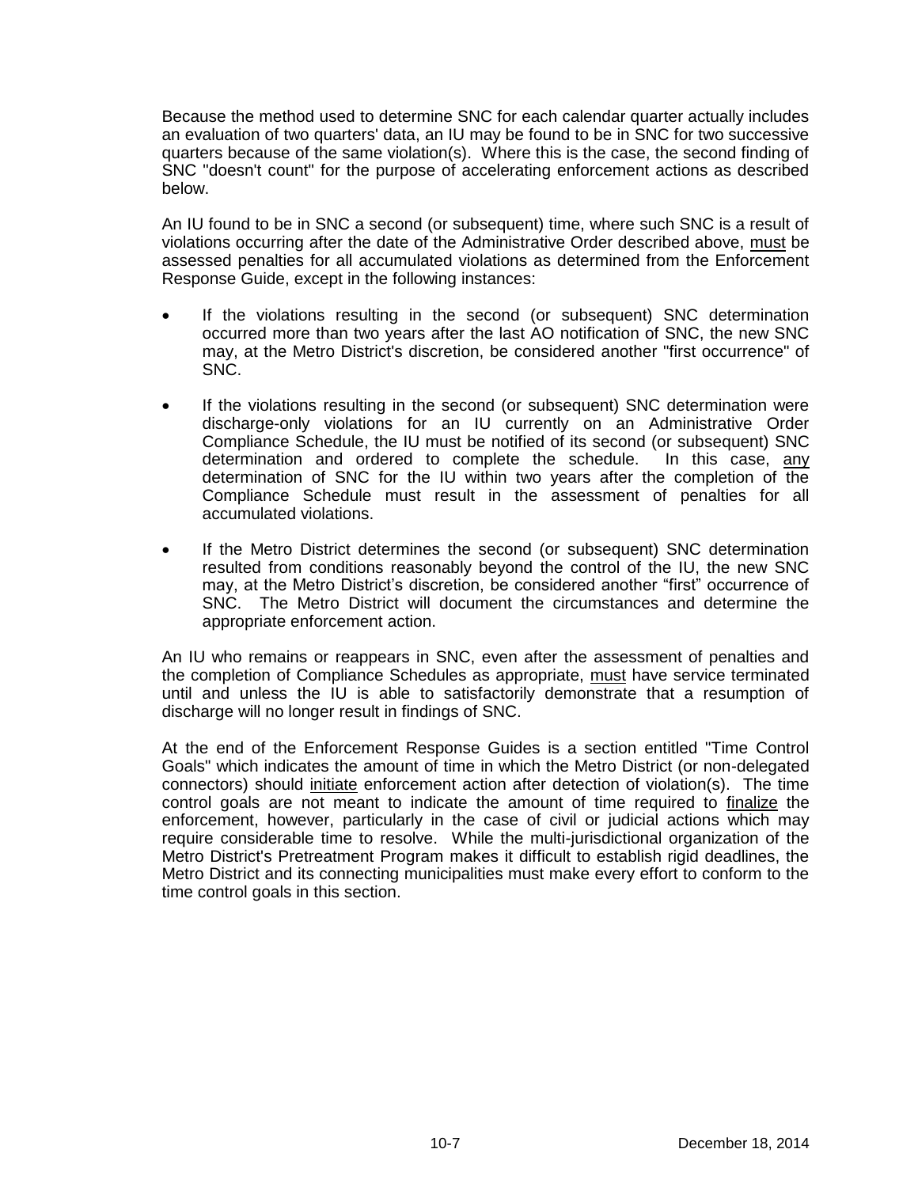Because the method used to determine SNC for each calendar quarter actually includes an evaluation of two quarters' data, an IU may be found to be in SNC for two successive quarters because of the same violation(s). Where this is the case, the second finding of SNC "doesn't count" for the purpose of accelerating enforcement actions as described below.

An IU found to be in SNC a second (or subsequent) time, where such SNC is a result of violations occurring after the date of the Administrative Order described above, <u>must</u> be assessed penalties for all accumulated violations as determined from the Enforcement Response Guide, except in the following instances:

- If the violations resulting in the second (or subsequent) SNC determination occurred more than two years after the last AO notification of SNC, the new SNC may, at the Metro District's discretion, be considered another "first occurrence" of SNC.

- If the violations resulting in the second (or subsequent) SNC determination were discharge-only violations for an IU currently on an Administrative Order Compliance Schedule, the IU must be notified of its second (or subsequent) SNC determination and ordered to complete the schedule. In this case, <u>any</u> determination of SNC for the IU within two years after the completion of the Compliance Schedule must result in the assessment of penalties for all accumulated violations.

- If the Metro District determines the second (or subsequent) SNC determination resulted from conditions reasonably beyond the control of the IU, the new SNC may, at the Metro District's discretion, be considered another "first" occurrence of SNC. The Metro District will document the circumstances and determine the appropriate enforcement action.

An IU who remains or reappears in SNC, even after the assessment of penalties and the completion of Compliance Schedules as appropriate, <u>must</u> have service terminated until and unless the IU is able to satisfactorily demonstrate that a resumption of discharge will no longer result in findings of SNC.

At the end of the Enforcement Response Guides is a section entitled "Time Control Goals" which indicates the amount of time in which the Metro District (or non-delegated connectors) should <u>initiate</u> enforcement action after detection of violation(s). The time control goals are not meant to indicate the amount of time required to <u>finalize</u> the enforcement, however, particularly in the case of civil or judicial actions which may require considerable time to resolve. While the multi-jurisdictional organization of the Metro District's Pretreatment Program makes it difficult to establish rigid deadlines, the Metro District and its connecting municipalities must make every effort to conform to the time control goals in this section.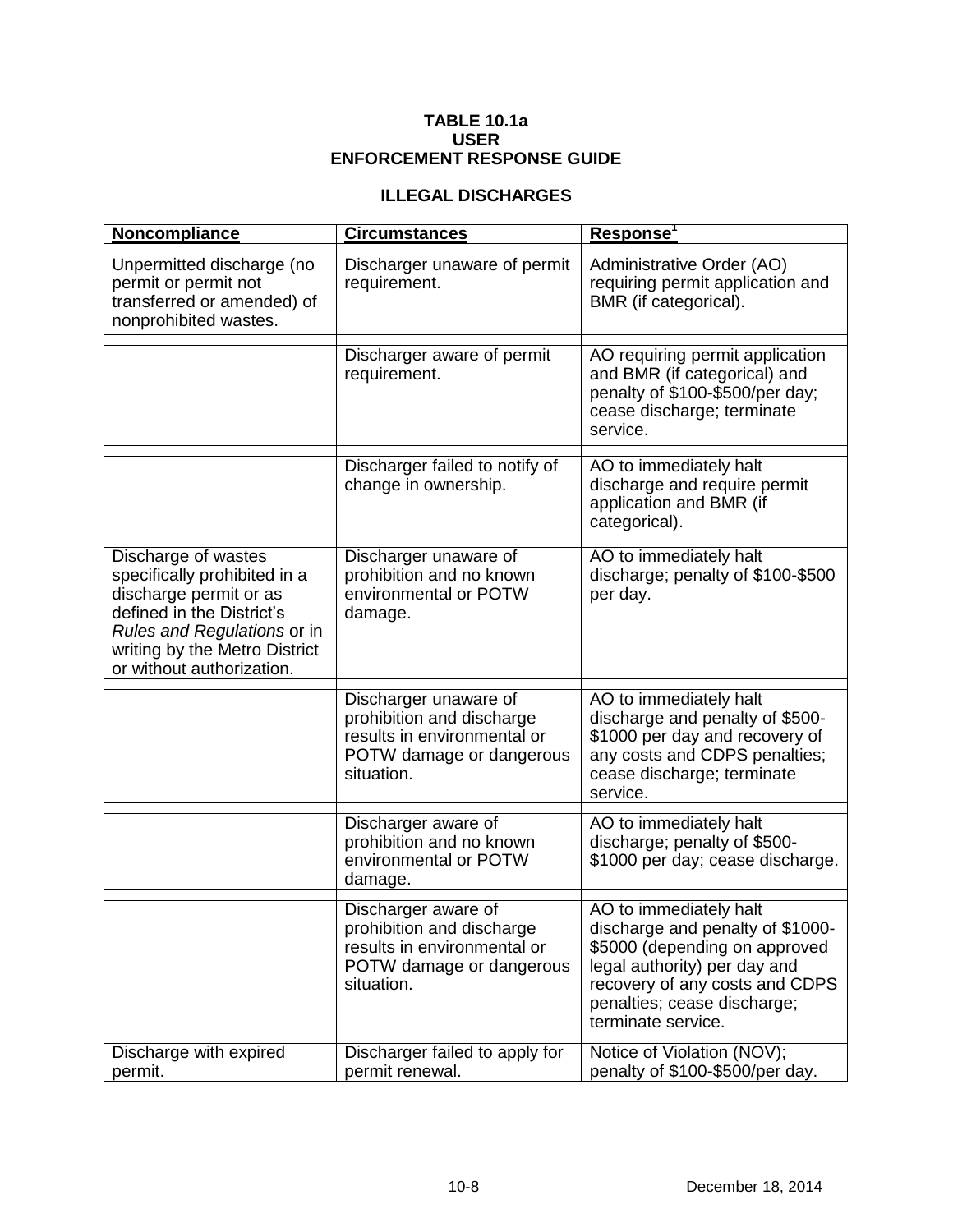**TABLE 10.1a**
**USER**
**ENFORCEMENT RESPONSE GUIDE**

**ILLEGAL DISCHARGES**

| Noncompliance | Circumstances | Response[1] |
|---|---|---|
| Unpermitted discharge (no permit or permit not transferred or amended) of nonprohibited wastes. | Discharger unaware of permit requirement. | Administrative Order (AO) requiring permit application and BMR (if categorical). |
| | Discharger aware of permit requirement. | AO requiring permit application and BMR (if categorical) and penalty of \$100-\$500/per day; cease discharge; terminate service. |
| | Discharger failed to notify of change in ownership. | AO to immediately halt discharge and require permit application and BMR (if categorical). |
| Discharge of wastes specifically prohibited in a discharge permit or as defined in the District's *Rules and Regulations* or in writing by the Metro District or without authorization. | Discharger unaware of prohibition and no known environmental or POTW damage. | AO to immediately halt discharge; penalty of \$100-\$500 per day. |
| | Discharger unaware of prohibition and discharge results in environmental or POTW damage or dangerous situation. | AO to immediately halt discharge and penalty of \$500-\$1000 per day and recovery of any costs and CDPS penalties; cease discharge; terminate service. |
| | Discharger aware of prohibition and no known environmental or POTW damage. | AO to immediately halt discharge; penalty of \$500-\$1000 per day; cease discharge. |
| | Discharger aware of prohibition and discharge results in environmental or POTW damage or dangerous situation. | AO to immediately halt discharge and penalty of \$1000-\$5000 (depending on approved legal authority) per day and recovery of any costs and CDPS penalties; cease discharge; terminate service. |
| Discharge with expired permit. | Discharger failed to apply for permit renewal. | Notice of Violation (NOV); penalty of \$100-\$500/per day. |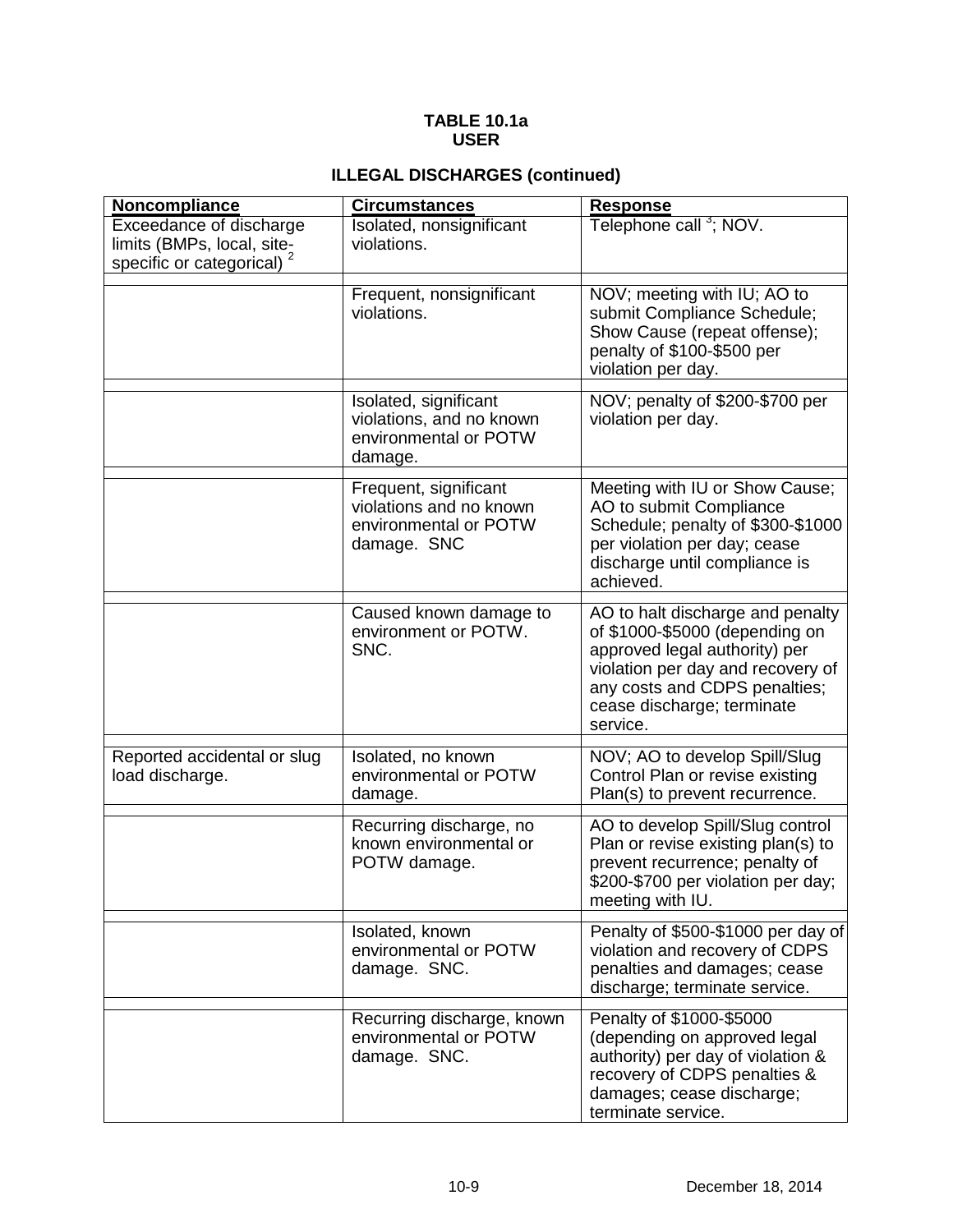**TABLE 10.1a**
**USER**

**ILLEGAL DISCHARGES (continued)**

| Noncompliance | Circumstances | Response |
|---|---|---|
| Exceedance of discharge limits (BMPs, local, site-specific or categorical) [2] | Isolated, nonsignificant violations. | Telephone call [3]; NOV. |
| | Frequent, nonsignificant violations. | NOV; meeting with IU; AO to submit Compliance Schedule; Show Cause (repeat offense); penalty of $100-$500 per violation per day. |
| | Isolated, significant violations, and no known environmental or POTW damage. | NOV; penalty of $200-$700 per violation per day. |
| | Frequent, significant violations and no known environmental or POTW damage. SNC | Meeting with IU or Show Cause; AO to submit Compliance Schedule; penalty of $300-$1000 per violation per day; cease discharge until compliance is achieved. |
| | Caused known damage to environment or POTW. SNC. | AO to halt discharge and penalty of $1000-$5000 (depending on approved legal authority) per violation per day and recovery of any costs and CDPS penalties; cease discharge; terminate service. |
| Reported accidental or slug load discharge. | Isolated, no known environmental or POTW damage. | NOV; AO to develop Spill/Slug Control Plan or revise existing Plan(s) to prevent recurrence. |
| | Recurring discharge, no known environmental or POTW damage. | AO to develop Spill/Slug control Plan or revise existing plan(s) to prevent recurrence; penalty of $200-$700 per violation per day; meeting with IU. |
| | Isolated, known environmental or POTW damage. SNC. | Penalty of $500-$1000 per day of violation and recovery of CDPS penalties and damages; cease discharge; terminate service. |
| | Recurring discharge, known environmental or POTW damage. SNC. | Penalty of $1000-$5000 (depending on approved legal authority) per day of violation & recovery of CDPS penalties & damages; cease discharge; terminate service. |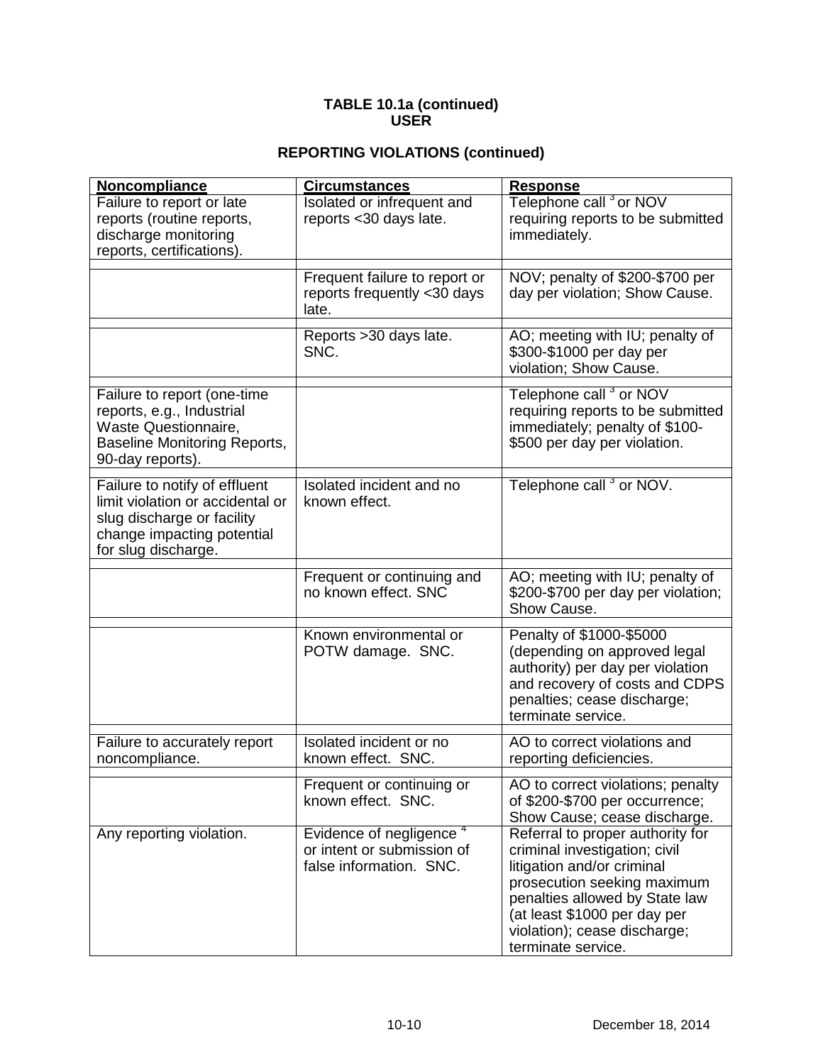**TABLE 10.1a (continued)**
**USER**

**REPORTING VIOLATIONS (continued)**

| Noncompliance | Circumstances | Response |
|---|---|---|
| Failure to report or late reports (routine reports, discharge monitoring reports, certifications). | Isolated or infrequent and reports <30 days late. | Telephone call [3] or NOV requiring reports to be submitted immediately. |
| | Frequent failure to report or reports frequently <30 days late. | NOV; penalty of $200-$700 per day per violation; Show Cause. |
| | Reports >30 days late. SNC. | AO; meeting with IU; penalty of $300-$1000 per day per violation; Show Cause. |
| Failure to report (one-time reports, e.g., Industrial Waste Questionnaire, Baseline Monitoring Reports, 90-day reports). | | Telephone call [3] or NOV requiring reports to be submitted immediately; penalty of $100-$500 per day per violation. |
| Failure to notify of effluent limit violation or accidental or slug discharge or facility change impacting potential for slug discharge. | Isolated incident and no known effect. | Telephone call [3] or NOV. |
| | Frequent or continuing and no known effect. SNC | AO; meeting with IU; penalty of $200-$700 per day per violation; Show Cause. |
| | Known environmental or POTW damage. SNC. | Penalty of $1000-$5000 (depending on approved legal authority) per day per violation and recovery of costs and CDPS penalties; cease discharge; terminate service. |
| Failure to accurately report noncompliance. | Isolated incident or no known effect. SNC. | AO to correct violations and reporting deficiencies. |
| | Frequent or continuing or known effect. SNC. | AO to correct violations; penalty of $200-$700 per occurrence; Show Cause; cease discharge. |
| Any reporting violation. | Evidence of negligence [4] or intent or submission of false information. SNC. | Referral to proper authority for criminal investigation; civil litigation and/or criminal prosecution seeking maximum penalties allowed by State law (at least $1000 per day per violation); cease discharge; terminate service. |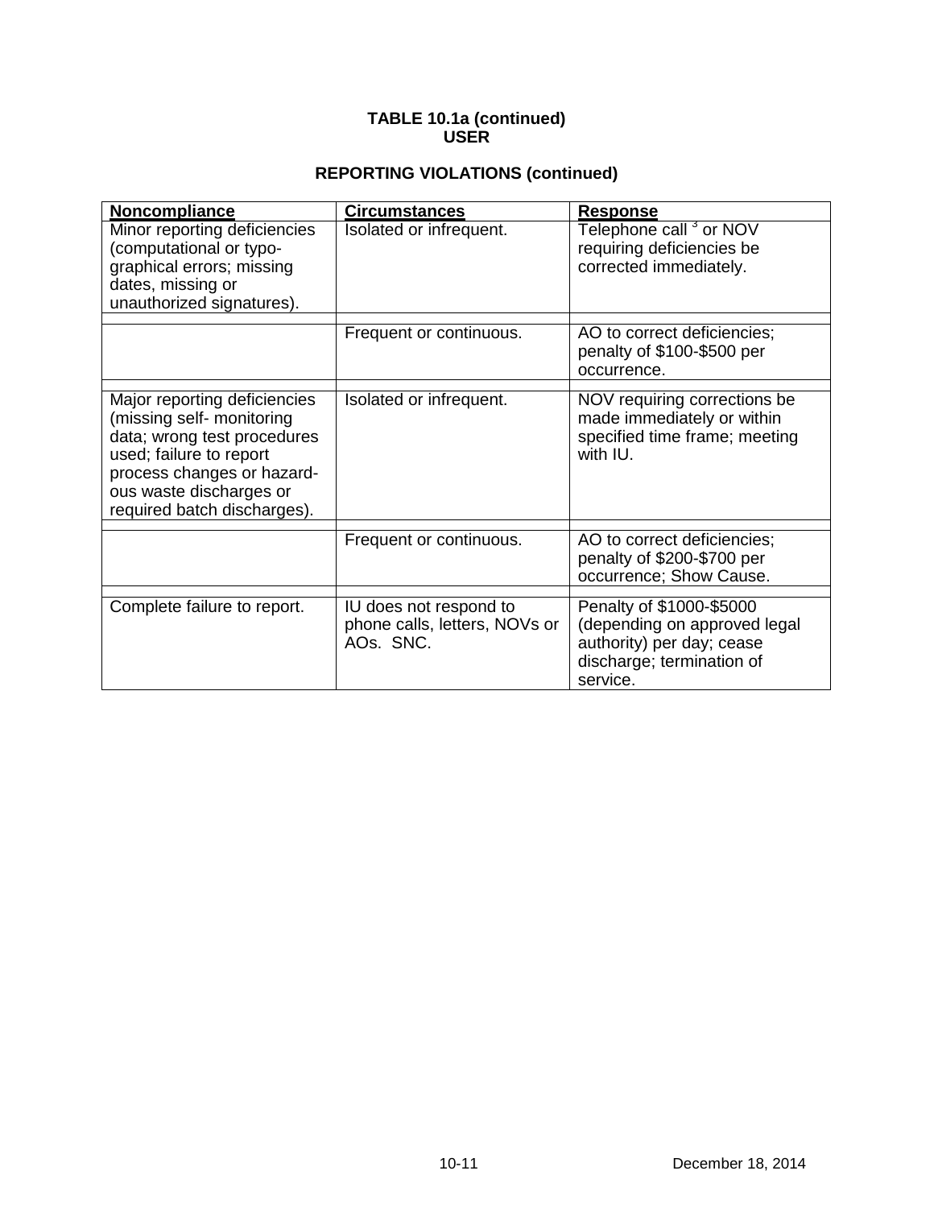**TABLE 10.1a (continued)**
**USER**

**REPORTING VIOLATIONS (continued)**

| Noncompliance | Circumstances | Response |
|---|---|---|
| Minor reporting deficiencies (computational or typo-graphical errors; missing dates, missing or unauthorized signatures). | Isolated or infrequent. | Telephone call [3] or NOV requiring deficiencies be corrected immediately. |
| | Frequent or continuous. | AO to correct deficiencies; penalty of $100-$500 per occurrence. |
| Major reporting deficiencies (missing self- monitoring data; wrong test procedures used; failure to report process changes or hazard-ous waste discharges or required batch discharges). | Isolated or infrequent. | NOV requiring corrections be made immediately or within specified time frame; meeting with IU. |
| | Frequent or continuous. | AO to correct deficiencies; penalty of $200-$700 per occurrence; Show Cause. |
| Complete failure to report. | IU does not respond to phone calls, letters, NOVs or AOs. SNC. | Penalty of $1000-$5000 (depending on approved legal authority) per day; cease discharge; termination of service. |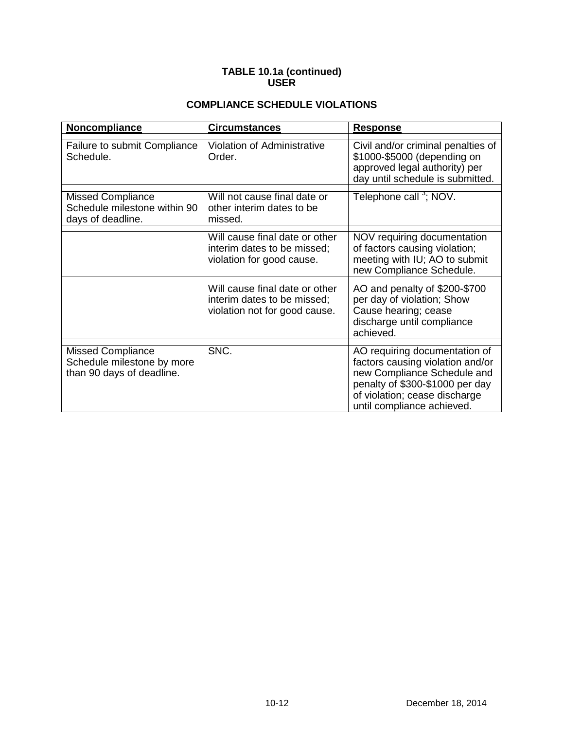**TABLE 10.1a (continued)**
**USER**

**COMPLIANCE SCHEDULE VIOLATIONS**

| Noncompliance | Circumstances | Response |
|---|---|---|
| Failure to submit Compliance Schedule. | Violation of Administrative Order. | Civil and/or criminal penalties of $1000-$5000 (depending on approved legal authority) per day until schedule is submitted. |
| Missed Compliance Schedule milestone within 90 days of deadline. | Will not cause final date or other interim dates to be missed. | Telephone call [3]; NOV. |
| | Will cause final date or other interim dates to be missed; violation for good cause. | NOV requiring documentation of factors causing violation; meeting with IU; AO to submit new Compliance Schedule. |
| | Will cause final date or other interim dates to be missed; violation not for good cause. | AO and penalty of $200-$700 per day of violation; Show Cause hearing; cease discharge until compliance achieved. |
| Missed Compliance Schedule milestone by more than 90 days of deadline. | SNC. | AO requiring documentation of factors causing violation and/or new Compliance Schedule and penalty of $300-$1000 per day of violation; cease discharge until compliance achieved. |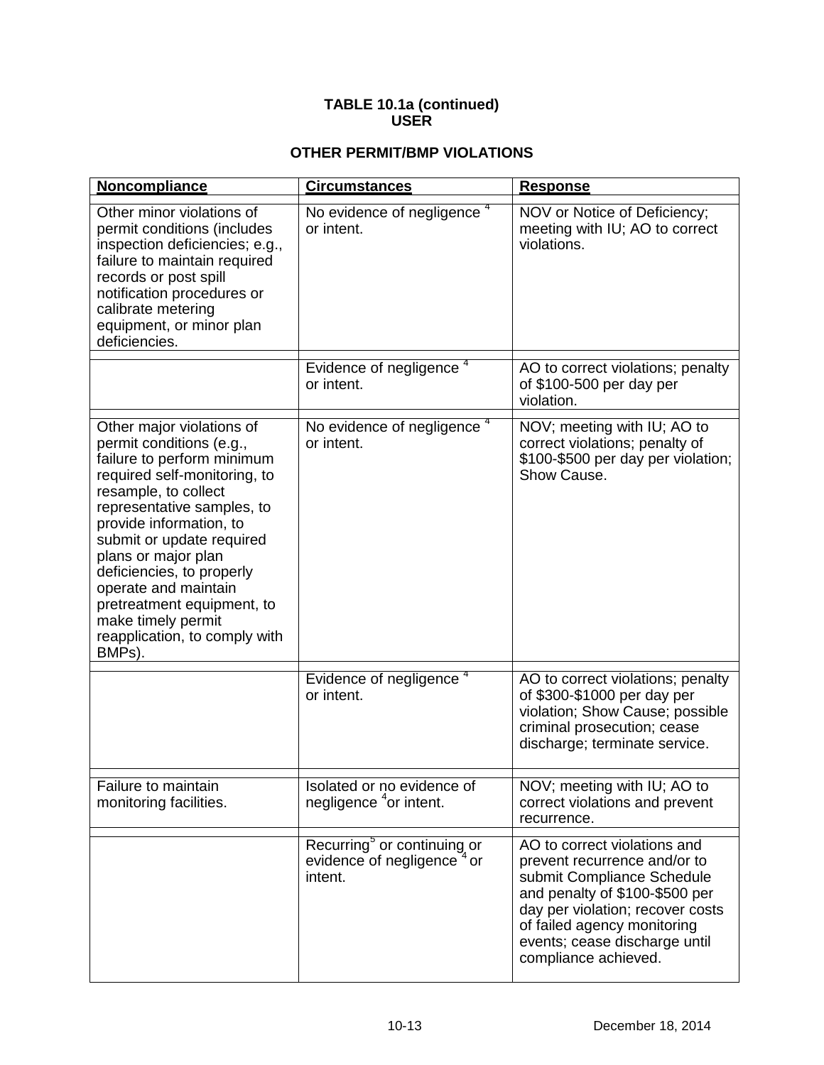**TABLE 10.1a (continued)**
**USER**

**OTHER PERMIT/BMP VIOLATIONS**

| Noncompliance | Circumstances | Response |
|---|---|---|
| Other minor violations of permit conditions (includes inspection deficiencies; e.g., failure to maintain required records or post spill notification procedures or calibrate metering equipment, or minor plan deficiencies. | No evidence of negligence [4] or intent. | NOV or Notice of Deficiency; meeting with IU; AO to correct violations. |
| | Evidence of negligence [4] or intent. | AO to correct violations; penalty of $100-500 per day per violation. |
| Other major violations of permit conditions (e.g., failure to perform minimum required self-monitoring, to resample, to collect representative samples, to provide information, to submit or update required plans or major plan deficiencies, to properly operate and maintain pretreatment equipment, to make timely permit reapplication, to comply with BMPs). | No evidence of negligence [4] or intent. | NOV; meeting with IU; AO to correct violations; penalty of $100-$500 per day per violation; Show Cause. |
| | Evidence of negligence [4] or intent. | AO to correct violations; penalty of $300-$1000 per day per violation; Show Cause; possible criminal prosecution; cease discharge; terminate service. |
| Failure to maintain monitoring facilities. | Isolated or no evidence of negligence [4] or intent. | NOV; meeting with IU; AO to correct violations and prevent recurrence. |
| | Recurring[5] or continuing or evidence of negligence [4] or intent. | AO to correct violations and prevent recurrence and/or to submit Compliance Schedule and penalty of $100-$500 per day per violation; recover costs of failed agency monitoring events; cease discharge until compliance achieved. |

December 18, 2014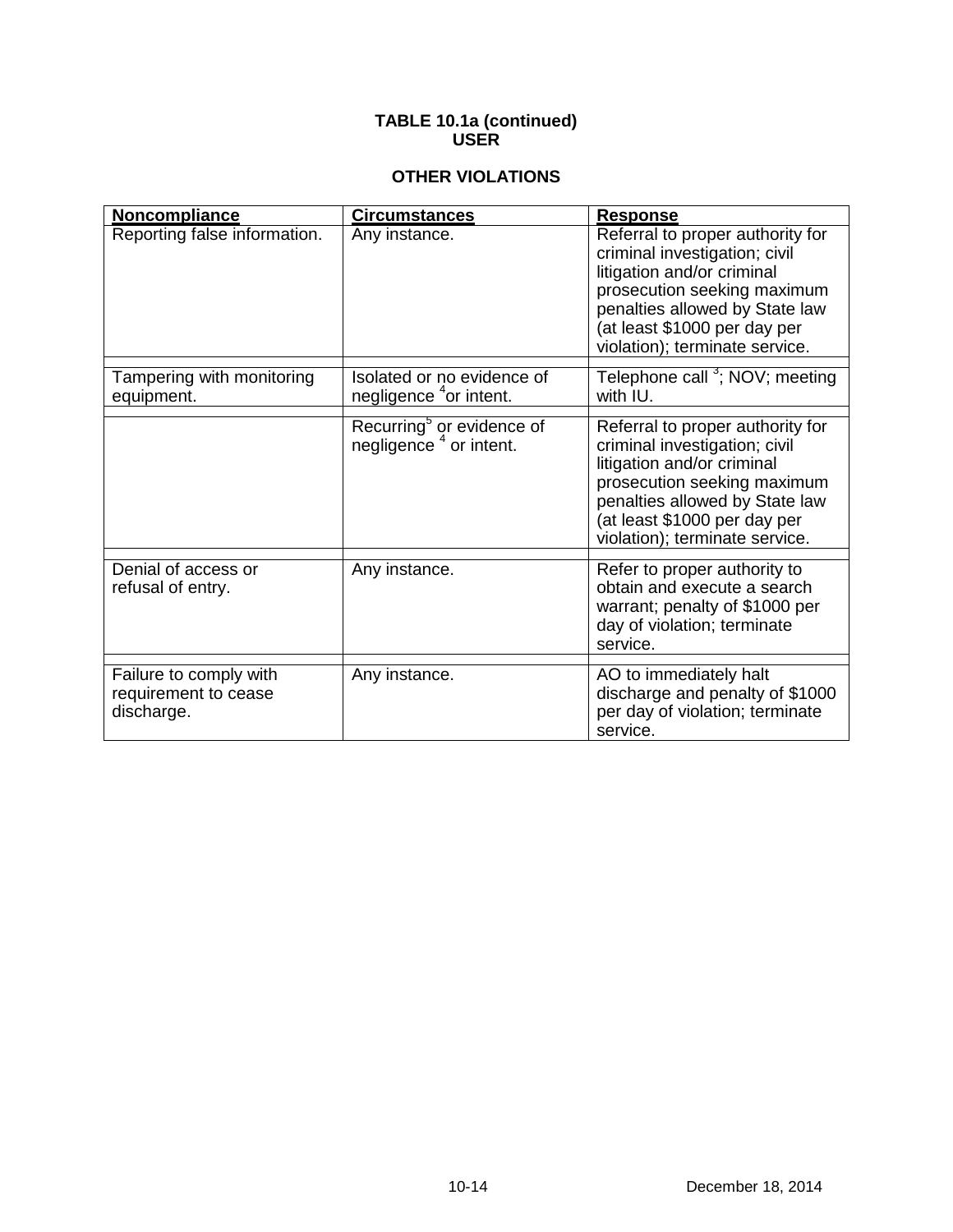**TABLE 10.1a (continued)**
**USER**

**OTHER VIOLATIONS**

| Noncompliance | Circumstances | Response |
|---|---|---|
| Reporting false information. | Any instance. | Referral to proper authority for criminal investigation; civil litigation and/or criminal prosecution seeking maximum penalties allowed by State law (at least $1000 per day per violation); terminate service. |
| Tampering with monitoring equipment. | Isolated or no evidence of negligence [4] or intent. | Telephone call [3]; NOV; meeting with IU. |
| | Recurring[5] or evidence of negligence [4] or intent. | Referral to proper authority for criminal investigation; civil litigation and/or criminal prosecution seeking maximum penalties allowed by State law (at least $1000 per day per violation); terminate service. |
| Denial of access or refusal of entry. | Any instance. | Refer to proper authority to obtain and execute a search warrant; penalty of $1000 per day of violation; terminate service. |
| Failure to comply with requirement to cease discharge. | Any instance. | AO to immediately halt discharge and penalty of $1000 per day of violation; terminate service. |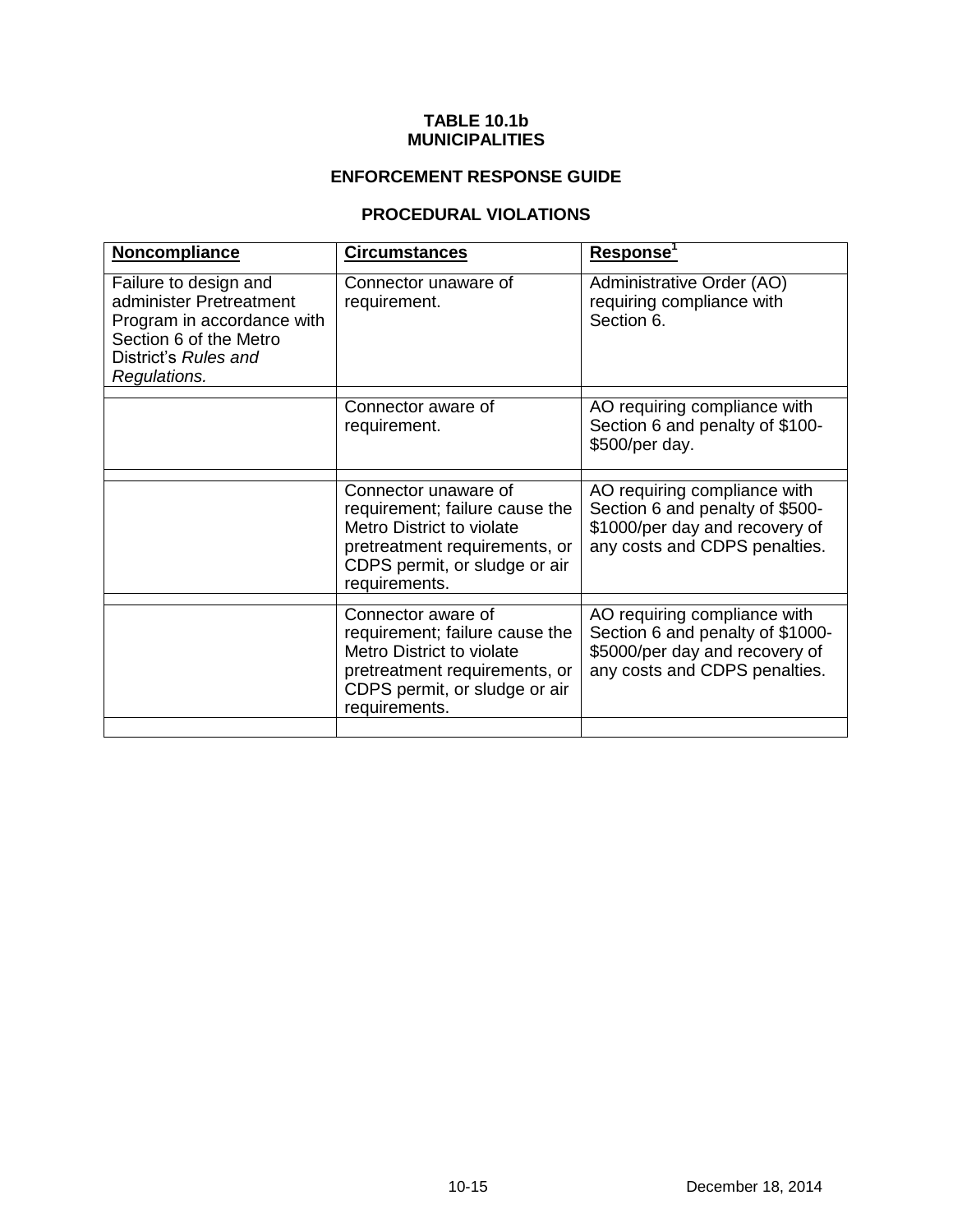**TABLE 10.1b**
**MUNICIPALITIES**

**ENFORCEMENT RESPONSE GUIDE**

**PROCEDURAL VIOLATIONS**

| **Noncompliance** | **Circumstances** | **Response**[1] |
|---|---|---|
| Failure to design and administer Pretreatment Program in accordance with Section 6 of the Metro District's *Rules and Regulations.* | Connector unaware of requirement. | Administrative Order (AO) requiring compliance with Section 6. |
| | | |
| | Connector aware of requirement. | AO requiring compliance with Section 6 and penalty of $100-$500/per day. |
| | | |
| | Connector unaware of requirement; failure cause the Metro District to violate pretreatment requirements, or CDPS permit, or sludge or air requirements. | AO requiring compliance with Section 6 and penalty of $500-$1000/per day and recovery of any costs and CDPS penalties. |
| | | |
| | Connector aware of requirement; failure cause the Metro District to violate pretreatment requirements, or CDPS permit, or sludge or air requirements. | AO requiring compliance with Section 6 and penalty of $1000-$5000/per day and recovery of any costs and CDPS penalties. |
| | | |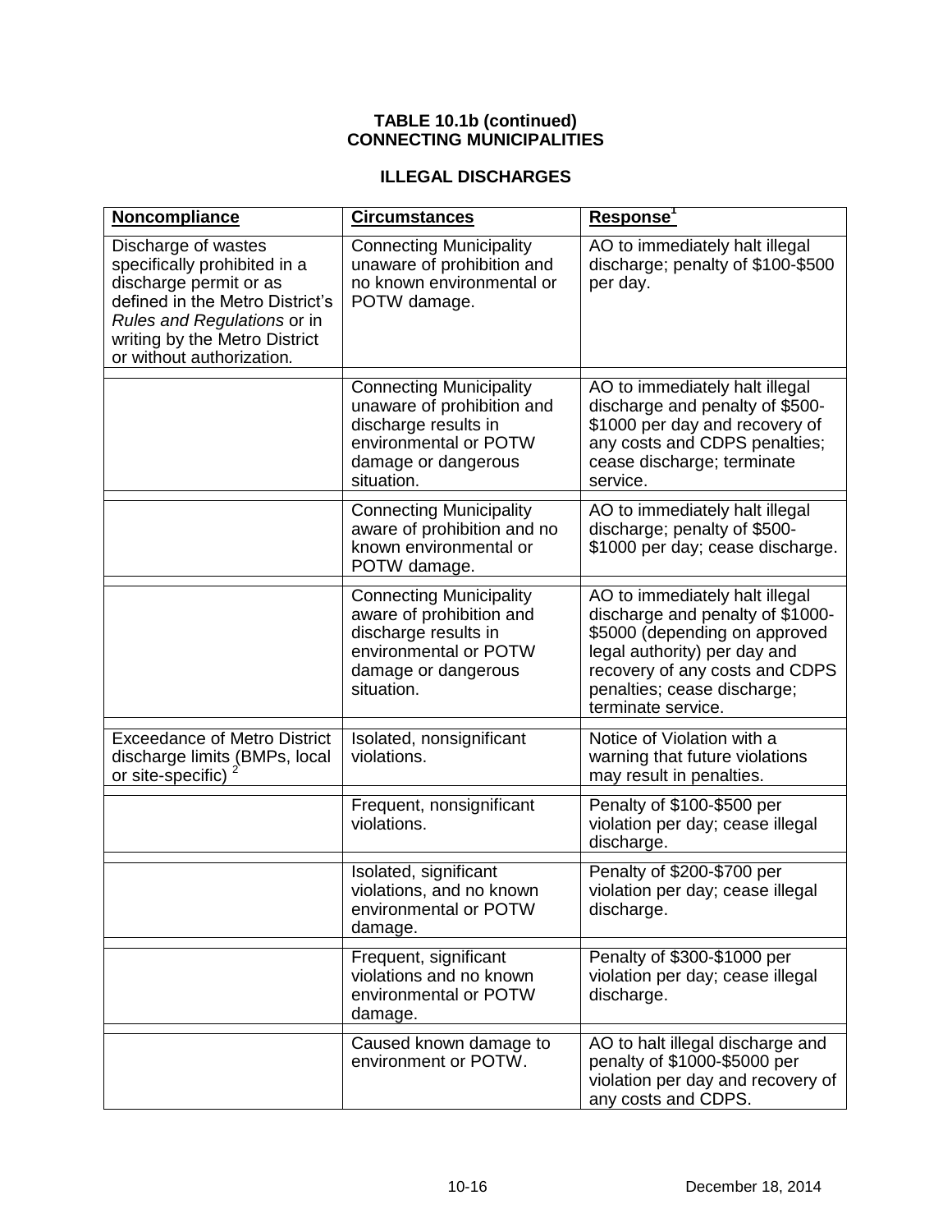**TABLE 10.1b (continued)**
**CONNECTING MUNICIPALITIES**

**ILLEGAL DISCHARGES**

| Noncompliance | Circumstances | Response[1] |
|---|---|---|
| Discharge of wastes specifically prohibited in a discharge permit or as defined in the Metro District's *Rules and Regulations* or in writing by the Metro District or without authorization. | Connecting Municipality unaware of prohibition and no known environmental or POTW damage. | AO to immediately halt illegal discharge; penalty of $100-$500 per day. |
| | Connecting Municipality unaware of prohibition and discharge results in environmental or POTW damage or dangerous situation. | AO to immediately halt illegal discharge and penalty of $500-$1000 per day and recovery of any costs and CDPS penalties; cease discharge; terminate service. |
| | Connecting Municipality aware of prohibition and no known environmental or POTW damage. | AO to immediately halt illegal discharge; penalty of $500-$1000 per day; cease discharge. |
| | Connecting Municipality aware of prohibition and discharge results in environmental or POTW damage or dangerous situation. | AO to immediately halt illegal discharge and penalty of $1000-$5000 (depending on approved legal authority) per day and recovery of any costs and CDPS penalties; cease discharge; terminate service. |
| Exceedance of Metro District discharge limits (BMPs, local or site-specific) [2] | Isolated, nonsignificant violations. | Notice of Violation with a warning that future violations may result in penalties. |
| | Frequent, nonsignificant violations. | Penalty of $100-$500 per violation per day; cease illegal discharge. |
| | Isolated, significant violations, and no known environmental or POTW damage. | Penalty of $200-$700 per violation per day; cease illegal discharge. |
| | Frequent, significant violations and no known environmental or POTW damage. | Penalty of $300-$1000 per violation per day; cease illegal discharge. |
| | Caused known damage to environment or POTW. | AO to halt illegal discharge and penalty of $1000-$5000 per violation per day and recovery of any costs and CDPS. |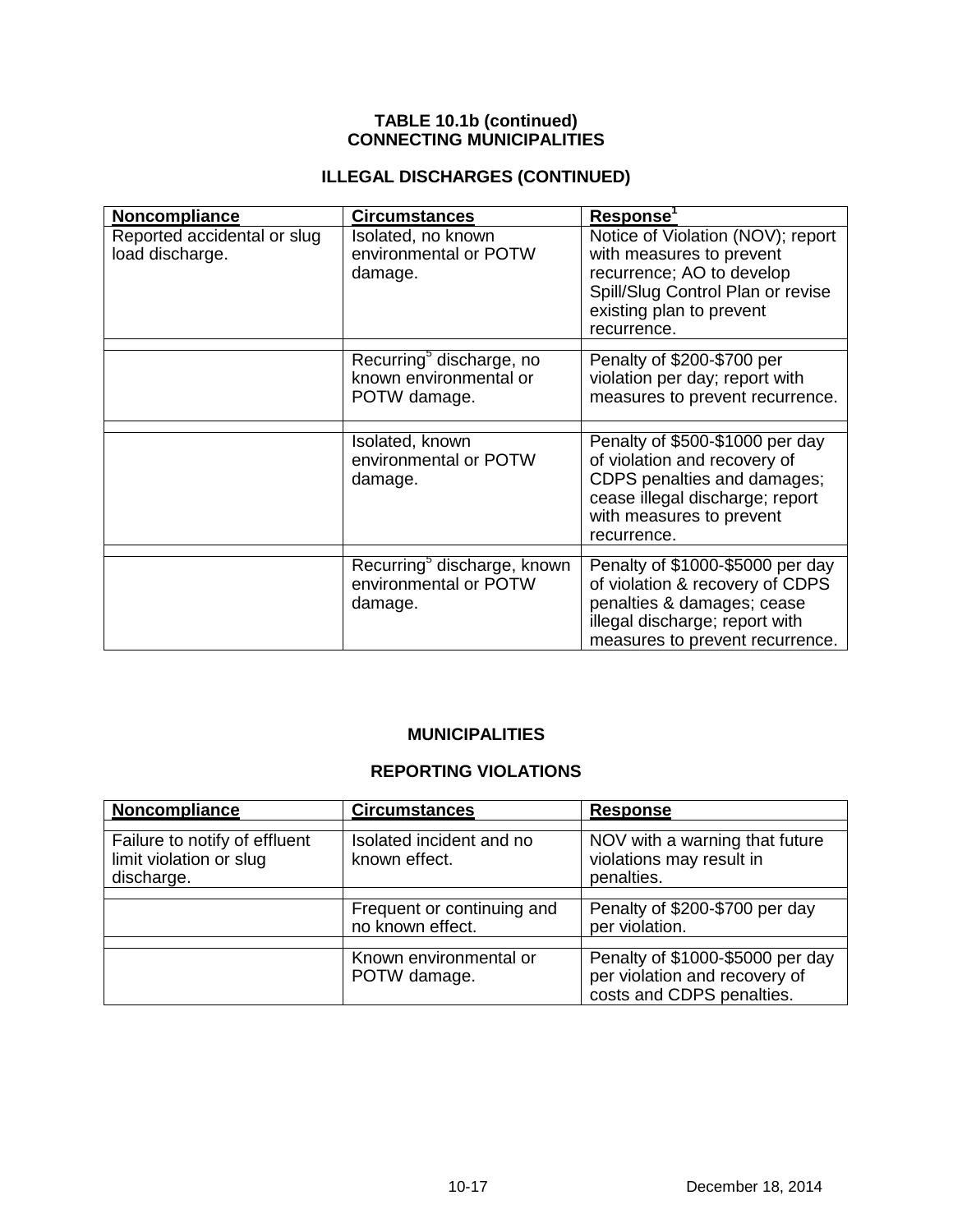**TABLE 10.1b (continued)**
**CONNECTING MUNICIPALITIES**

**ILLEGAL DISCHARGES (CONTINUED)**

| Noncompliance | Circumstances | Response[1] |
|---|---|---|
| Reported accidental or slug load discharge. | Isolated, no known environmental or POTW damage. | Notice of Violation (NOV); report with measures to prevent recurrence; AO to develop Spill/Slug Control Plan or revise existing plan to prevent recurrence. |
| | Recurring[5] discharge, no known environmental or POTW damage. | Penalty of $200-$700 per violation per day; report with measures to prevent recurrence. |
| | Isolated, known environmental or POTW damage. | Penalty of $500-$1000 per day of violation and recovery of CDPS penalties and damages; cease illegal discharge; report with measures to prevent recurrence. |
| | Recurring[5] discharge, known environmental or POTW damage. | Penalty of $1000-$5000 per day of violation & recovery of CDPS penalties & damages; cease illegal discharge; report with measures to prevent recurrence. |

**MUNICIPALITIES**

**REPORTING VIOLATIONS**

| Noncompliance | Circumstances | Response |
|---|---|---|
| Failure to notify of effluent limit violation or slug discharge. | Isolated incident and no known effect. | NOV with a warning that future violations may result in penalties. |
| | Frequent or continuing and no known effect. | Penalty of $200-$700 per day per violation. |
| | Known environmental or POTW damage. | Penalty of $1000-$5000 per day per violation and recovery of costs and CDPS penalties. |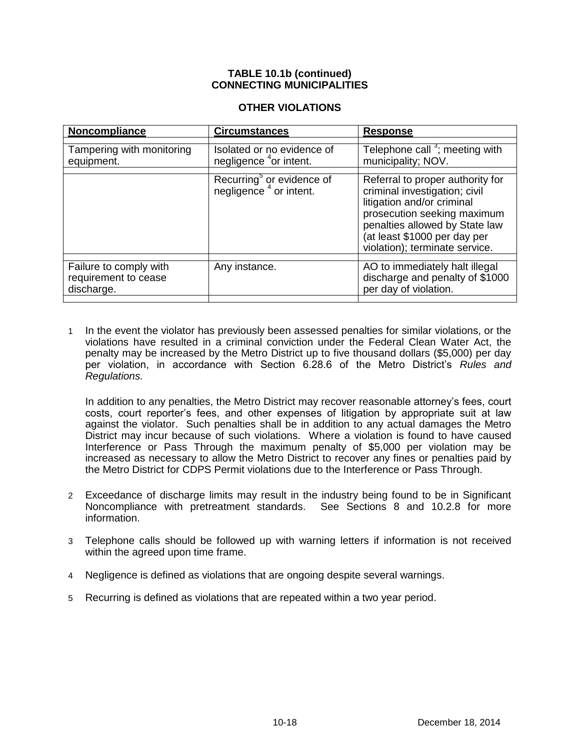**TABLE 10.1b (continued)**
**CONNECTING MUNICIPALITIES**

**OTHER VIOLATIONS**

| Noncompliance | Circumstances | Response |
|---|---|---|
| Tampering with monitoring equipment. | Isolated or no evidence of negligence [4] or intent. | Telephone call [3]; meeting with municipality; NOV. |
| | Recurring[5] or evidence of negligence [4] or intent. | Referral to proper authority for criminal investigation; civil litigation and/or criminal prosecution seeking maximum penalties allowed by State law (at least $1000 per day per violation); terminate service. |
| Failure to comply with requirement to cease discharge. | Any instance. | AO to immediately halt illegal discharge and penalty of $1000 per day of violation. |

1 In the event the violator has previously been assessed penalties for similar violations, or the violations have resulted in a criminal conviction under the Federal Clean Water Act, the penalty may be increased by the Metro District up to five thousand dollars ($5,000) per day per violation, in accordance with Section 6.28.6 of the Metro District's *Rules and Regulations.*

In addition to any penalties, the Metro District may recover reasonable attorney's fees, court costs, court reporter's fees, and other expenses of litigation by appropriate suit at law against the violator. Such penalties shall be in addition to any actual damages the Metro District may incur because of such violations. Where a violation is found to have caused Interference or Pass Through the maximum penalty of $5,000 per violation may be increased as necessary to allow the Metro District to recover any fines or penalties paid by the Metro District for CDPS Permit violations due to the Interference or Pass Through.

2 Exceedance of discharge limits may result in the industry being found to be in Significant Noncompliance with pretreatment standards. See Sections 8 and 10.2.8 for more information.

3 Telephone calls should be followed up with warning letters if information is not received within the agreed upon time frame.

4 Negligence is defined as violations that are ongoing despite several warnings.

5 Recurring is defined as violations that are repeated within a two year period.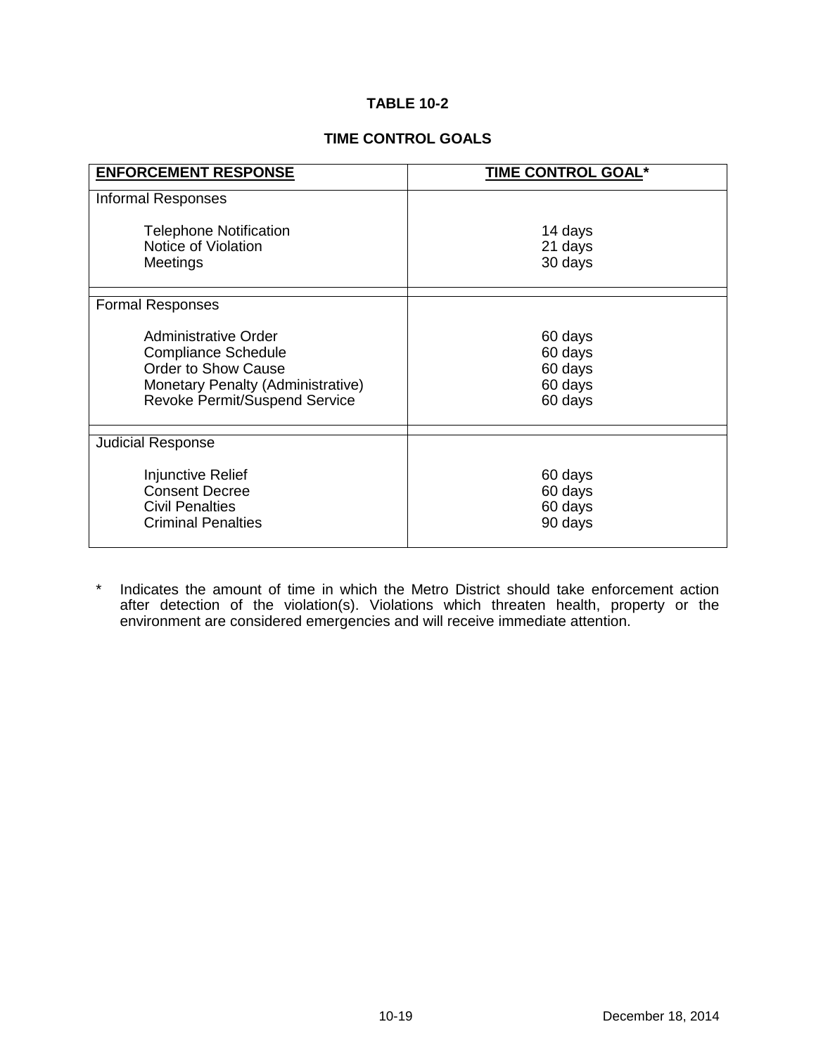**TABLE 10-2**

**TIME CONTROL GOALS**

| ENFORCEMENT RESPONSE | TIME CONTROL GOAL* |
|---|---|
| Informal Responses | |
| Telephone Notification | 14 days |
| Notice of Violation | 21 days |
| Meetings | 30 days |
| Formal Responses | |
| Administrative Order | 60 days |
| Compliance Schedule | 60 days |
| Order to Show Cause | 60 days |
| Monetary Penalty (Administrative) | 60 days |
| Revoke Permit/Suspend Service | 60 days |
| Judicial Response | |
| Injunctive Relief | 60 days |
| Consent Decree | 60 days |
| Civil Penalties | 60 days |
| Criminal Penalties | 90 days |

\* Indicates the amount of time in which the Metro District should take enforcement action after detection of the violation(s). Violations which threaten health, property or the environment are considered emergencies and will receive immediate attention.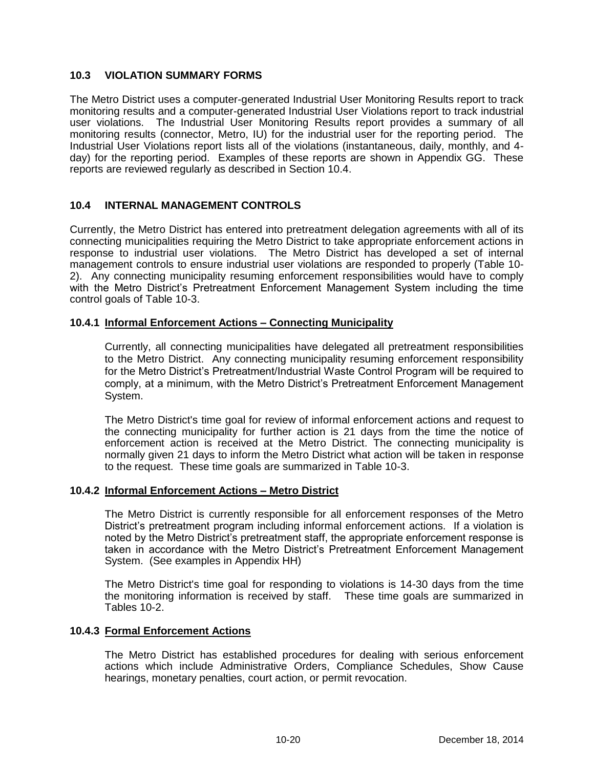## 10.3 VIOLATION SUMMARY FORMS

The Metro District uses a computer-generated Industrial User Monitoring Results report to track monitoring results and a computer-generated Industrial User Violations report to track industrial user violations. The Industrial User Monitoring Results report provides a summary of all monitoring results (connector, Metro, IU) for the industrial user for the reporting period. The Industrial User Violations report lists all of the violations (instantaneous, daily, monthly, and 4-day) for the reporting period. Examples of these reports are shown in Appendix GG. These reports are reviewed regularly as described in Section 10.4.

## 10.4 INTERNAL MANAGEMENT CONTROLS

Currently, the Metro District has entered into pretreatment delegation agreements with all of its connecting municipalities requiring the Metro District to take appropriate enforcement actions in response to industrial user violations. The Metro District has developed a set of internal management controls to ensure industrial user violations are responded to properly (Table 10-2). Any connecting municipality resuming enforcement responsibilities would have to comply with the Metro District's Pretreatment Enforcement Management System including the time control goals of Table 10-3.

### 10.4.1 Informal Enforcement Actions – Connecting Municipality

Currently, all connecting municipalities have delegated all pretreatment responsibilities to the Metro District. Any connecting municipality resuming enforcement responsibility for the Metro District's Pretreatment/Industrial Waste Control Program will be required to comply, at a minimum, with the Metro District's Pretreatment Enforcement Management System.

The Metro District's time goal for review of informal enforcement actions and request to the connecting municipality for further action is 21 days from the time the notice of enforcement action is received at the Metro District. The connecting municipality is normally given 21 days to inform the Metro District what action will be taken in response to the request. These time goals are summarized in Table 10-3.

### 10.4.2 Informal Enforcement Actions – Metro District

The Metro District is currently responsible for all enforcement responses of the Metro District's pretreatment program including informal enforcement actions. If a violation is noted by the Metro District's pretreatment staff, the appropriate enforcement response is taken in accordance with the Metro District's Pretreatment Enforcement Management System. (See examples in Appendix HH)

The Metro District's time goal for responding to violations is 14-30 days from the time the monitoring information is received by staff. These time goals are summarized in Tables 10-2.

### 10.4.3 Formal Enforcement Actions

The Metro District has established procedures for dealing with serious enforcement actions which include Administrative Orders, Compliance Schedules, Show Cause hearings, monetary penalties, court action, or permit revocation.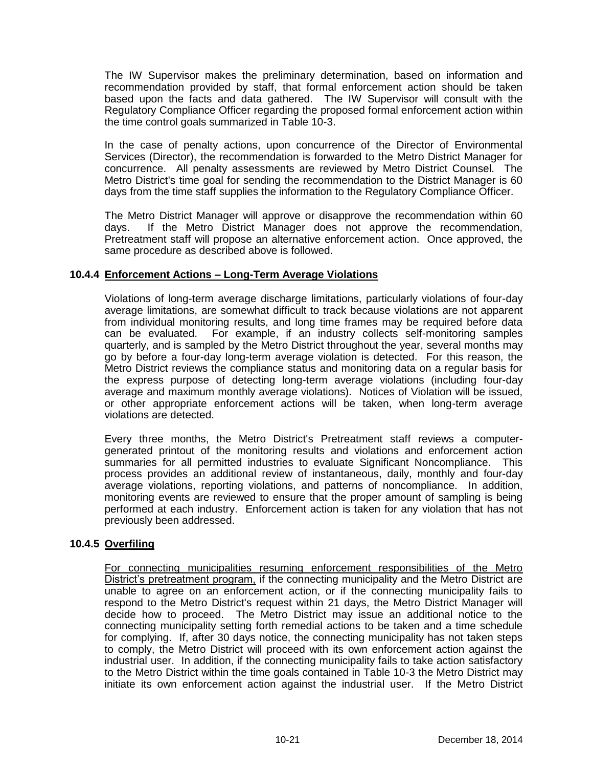The IW Supervisor makes the preliminary determination, based on information and recommendation provided by staff, that formal enforcement action should be taken based upon the facts and data gathered. The IW Supervisor will consult with the Regulatory Compliance Officer regarding the proposed formal enforcement action within the time control goals summarized in Table 10-3.

In the case of penalty actions, upon concurrence of the Director of Environmental Services (Director), the recommendation is forwarded to the Metro District Manager for concurrence. All penalty assessments are reviewed by Metro District Counsel. The Metro District's time goal for sending the recommendation to the District Manager is 60 days from the time staff supplies the information to the Regulatory Compliance Officer.

The Metro District Manager will approve or disapprove the recommendation within 60 days. If the Metro District Manager does not approve the recommendation, Pretreatment staff will propose an alternative enforcement action. Once approved, the same procedure as described above is followed.

### 10.4.4 <u>Enforcement Actions – Long-Term Average Violations</u>

Violations of long-term average discharge limitations, particularly violations of four-day average limitations, are somewhat difficult to track because violations are not apparent from individual monitoring results, and long time frames may be required before data can be evaluated. For example, if an industry collects self-monitoring samples quarterly, and is sampled by the Metro District throughout the year, several months may go by before a four-day long-term average violation is detected. For this reason, the Metro District reviews the compliance status and monitoring data on a regular basis for the express purpose of detecting long-term average violations (including four-day average and maximum monthly average violations). Notices of Violation will be issued, or other appropriate enforcement actions will be taken, when long-term average violations are detected.

Every three months, the Metro District's Pretreatment staff reviews a computer-generated printout of the monitoring results and violations and enforcement action summaries for all permitted industries to evaluate Significant Noncompliance. This process provides an additional review of instantaneous, daily, monthly and four-day average violations, reporting violations, and patterns of noncompliance. In addition, monitoring events are reviewed to ensure that the proper amount of sampling is being performed at each industry. Enforcement action is taken for any violation that has not previously been addressed.

### 10.4.5 <u>Overfiling</u>

<u>For connecting municipalities resuming enforcement responsibilities of the Metro District's pretreatment program,</u> if the connecting municipality and the Metro District are unable to agree on an enforcement action, or if the connecting municipality fails to respond to the Metro District's request within 21 days, the Metro District Manager will decide how to proceed. The Metro District may issue an additional notice to the connecting municipality setting forth remedial actions to be taken and a time schedule for complying. If, after 30 days notice, the connecting municipality has not taken steps to comply, the Metro District will proceed with its own enforcement action against the industrial user. In addition, if the connecting municipality fails to take action satisfactory to the Metro District within the time goals contained in Table 10-3 the Metro District may initiate its own enforcement action against the industrial user. If the Metro District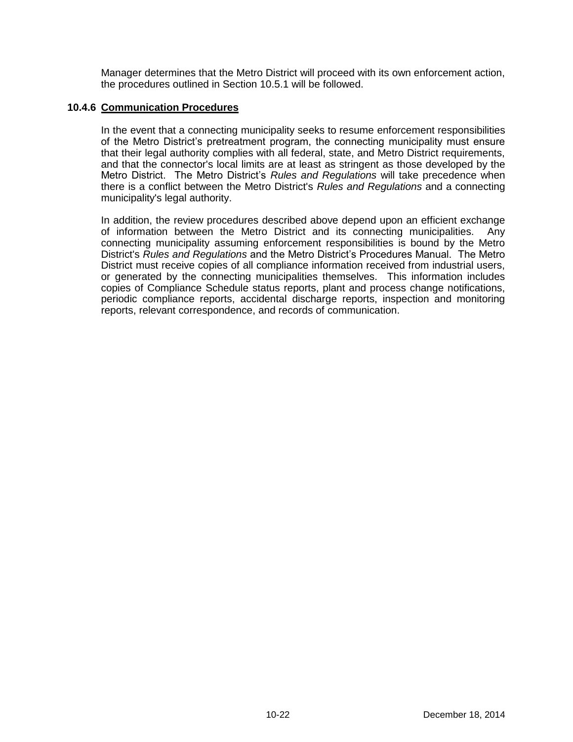Manager determines that the Metro District will proceed with its own enforcement action, the procedures outlined in Section 10.5.1 will be followed.

### 10.4.6 Communication Procedures

In the event that a connecting municipality seeks to resume enforcement responsibilities of the Metro District's pretreatment program, the connecting municipality must ensure that their legal authority complies with all federal, state, and Metro District requirements, and that the connector's local limits are at least as stringent as those developed by the Metro District. The Metro District's *Rules and Regulations* will take precedence when there is a conflict between the Metro District's *Rules and Regulations* and a connecting municipality's legal authority.

In addition, the review procedures described above depend upon an efficient exchange of information between the Metro District and its connecting municipalities. Any connecting municipality assuming enforcement responsibilities is bound by the Metro District's *Rules and Regulations* and the Metro District's Procedures Manual. The Metro District must receive copies of all compliance information received from industrial users, or generated by the connecting municipalities themselves. This information includes copies of Compliance Schedule status reports, plant and process change notifications, periodic compliance reports, accidental discharge reports, inspection and monitoring reports, relevant correspondence, and records of communication.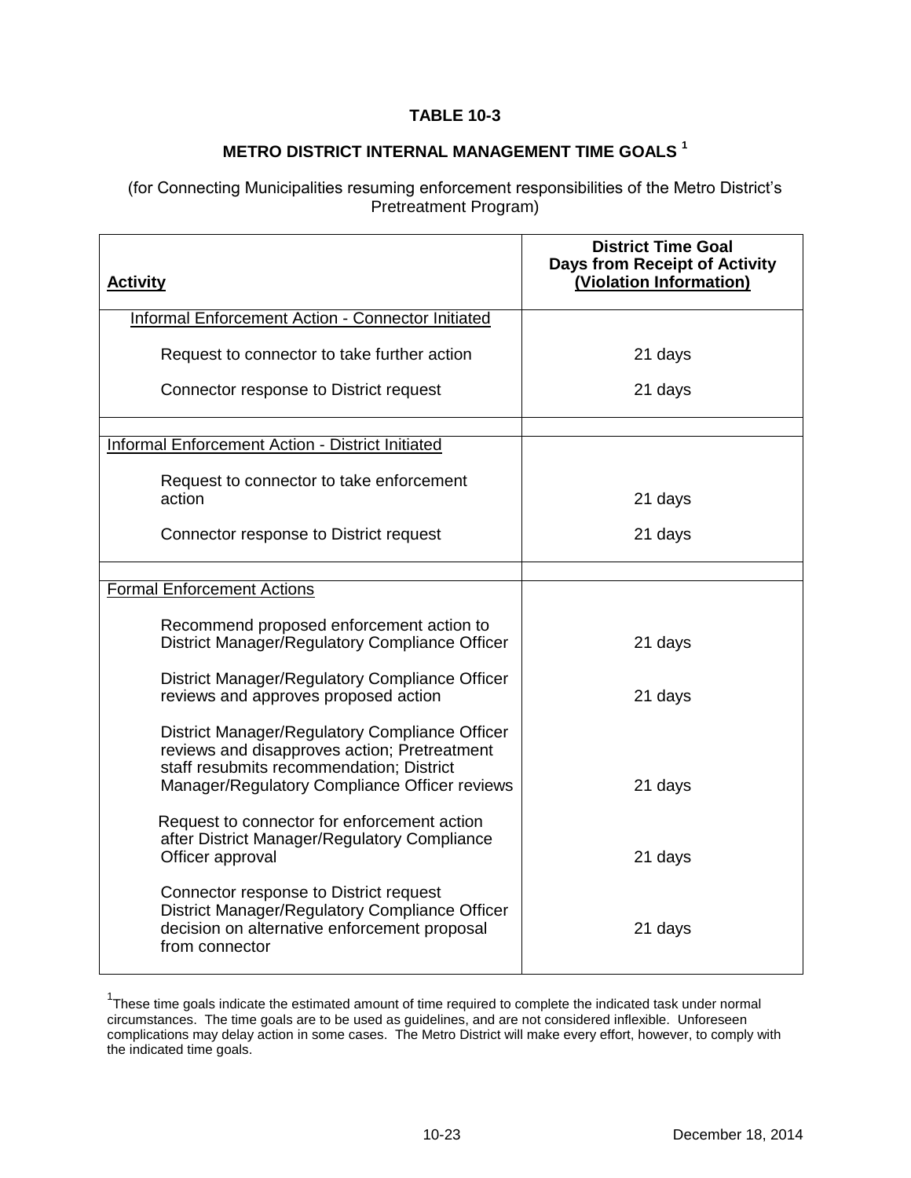**TABLE 10-3**

**METRO DISTRICT INTERNAL MANAGEMENT TIME GOALS [1]**

(for Connecting Municipalities resuming enforcement responsibilities of the Metro District's Pretreatment Program)

| **Activity** | **District Time Goal Days from Receipt of Activity (Violation Information)** |
|---|---|
| Informal Enforcement Action - Connector Initiated | |
| Request to connector to take further action | 21 days |
| Connector response to District request | 21 days |
| | |
| Informal Enforcement Action - District Initiated | |
| Request to connector to take enforcement action | 21 days |
| Connector response to District request | 21 days |
| | |
| Formal Enforcement Actions | |
| Recommend proposed enforcement action to District Manager/Regulatory Compliance Officer | 21 days |
| District Manager/Regulatory Compliance Officer reviews and approves proposed action | 21 days |
| District Manager/Regulatory Compliance Officer reviews and disapproves action; Pretreatment staff resubmits recommendation; District Manager/Regulatory Compliance Officer reviews | 21 days |
| Request to connector for enforcement action after District Manager/Regulatory Compliance Officer approval | 21 days |
| Connector response to District request District Manager/Regulatory Compliance Officer decision on alternative enforcement proposal from connector | 21 days |

[1] These time goals indicate the estimated amount of time required to complete the indicated task under normal circumstances. The time goals are to be used as guidelines, and are not considered inflexible. Unforeseen complications may delay action in some cases. The Metro District will make every effort, however, to comply with the indicated time goals.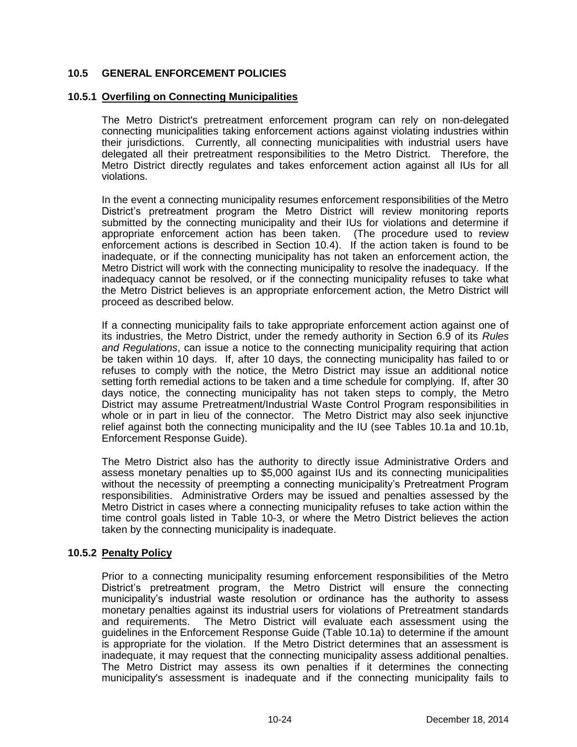## 10.5 GENERAL ENFORCEMENT POLICIES

### 10.5.1 Overfiling on Connecting Municipalities

The Metro District's pretreatment enforcement program can rely on non-delegated connecting municipalities taking enforcement actions against violating industries within their jurisdictions. Currently, all connecting municipalities with industrial users have delegated all their pretreatment responsibilities to the Metro District. Therefore, the Metro District directly regulates and takes enforcement action against all IUs for all violations.

In the event a connecting municipality resumes enforcement responsibilities of the Metro District's pretreatment program the Metro District will review monitoring reports submitted by the connecting municipality and their IUs for violations and determine if appropriate enforcement action has been taken. (The procedure used to review enforcement actions is described in Section 10.4). If the action taken is found to be inadequate, or if the connecting municipality has not taken an enforcement action, the Metro District will work with the connecting municipality to resolve the inadequacy. If the inadequacy cannot be resolved, or if the connecting municipality refuses to take what the Metro District believes is an appropriate enforcement action, the Metro District will proceed as described below.

If a connecting municipality fails to take appropriate enforcement action against one of its industries, the Metro District, under the remedy authority in Section 6.9 of its *Rules and Regulations*, can issue a notice to the connecting municipality requiring that action be taken within 10 days. If, after 10 days, the connecting municipality has failed to or refuses to comply with the notice, the Metro District may issue an additional notice setting forth remedial actions to be taken and a time schedule for complying. If, after 30 days notice, the connecting municipality has not taken steps to comply, the Metro District may assume Pretreatment/Industrial Waste Control Program responsibilities in whole or in part in lieu of the connector. The Metro District may also seek injunctive relief against both the connecting municipality and the IU (see Tables 10.1a and 10.1b, Enforcement Response Guide).

The Metro District also has the authority to directly issue Administrative Orders and assess monetary penalties up to $5,000 against IUs and its connecting municipalities without the necessity of preempting a connecting municipality's Pretreatment Program responsibilities. Administrative Orders may be issued and penalties assessed by the Metro District in cases where a connecting municipality refuses to take action within the time control goals listed in Table 10-3, or where the Metro District believes the action taken by the connecting municipality is inadequate.

### 10.5.2 Penalty Policy

Prior to a connecting municipality resuming enforcement responsibilities of the Metro District's pretreatment program, the Metro District will ensure the connecting municipality's industrial waste resolution or ordinance has the authority to assess monetary penalties against its industrial users for violations of Pretreatment standards and requirements. The Metro District will evaluate each assessment using the guidelines in the Enforcement Response Guide (Table 10.1a) to determine if the amount is appropriate for the violation. If the Metro District determines that an assessment is inadequate, it may request that the connecting municipality assess additional penalties. The Metro District may assess its own penalties if it determines the connecting municipality's assessment is inadequate and if the connecting municipality fails to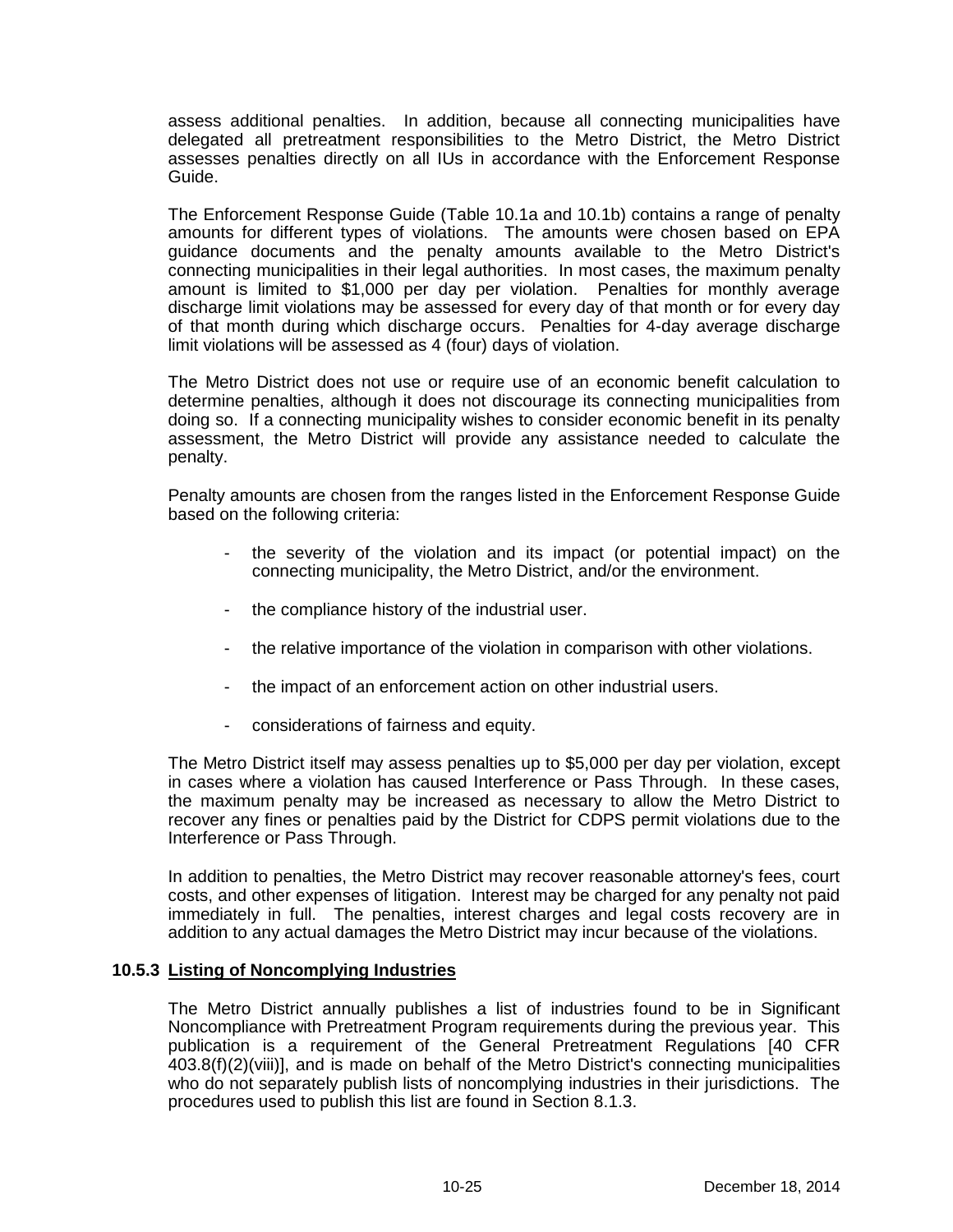assess additional penalties. In addition, because all connecting municipalities have delegated all pretreatment responsibilities to the Metro District, the Metro District assesses penalties directly on all IUs in accordance with the Enforcement Response Guide.

The Enforcement Response Guide (Table 10.1a and 10.1b) contains a range of penalty amounts for different types of violations. The amounts were chosen based on EPA guidance documents and the penalty amounts available to the Metro District's connecting municipalities in their legal authorities. In most cases, the maximum penalty amount is limited to $1,000 per day per violation. Penalties for monthly average discharge limit violations may be assessed for every day of that month or for every day of that month during which discharge occurs. Penalties for 4-day average discharge limit violations will be assessed as 4 (four) days of violation.

The Metro District does not use or require use of an economic benefit calculation to determine penalties, although it does not discourage its connecting municipalities from doing so. If a connecting municipality wishes to consider economic benefit in its penalty assessment, the Metro District will provide any assistance needed to calculate the penalty.

Penalty amounts are chosen from the ranges listed in the Enforcement Response Guide based on the following criteria:

- the severity of the violation and its impact (or potential impact) on the connecting municipality, the Metro District, and/or the environment.
- the compliance history of the industrial user.
- the relative importance of the violation in comparison with other violations.
- the impact of an enforcement action on other industrial users.
- considerations of fairness and equity.

The Metro District itself may assess penalties up to $5,000 per day per violation, except in cases where a violation has caused Interference or Pass Through. In these cases, the maximum penalty may be increased as necessary to allow the Metro District to recover any fines or penalties paid by the District for CDPS permit violations due to the Interference or Pass Through.

In addition to penalties, the Metro District may recover reasonable attorney's fees, court costs, and other expenses of litigation. Interest may be charged for any penalty not paid immediately in full. The penalties, interest charges and legal costs recovery are in addition to any actual damages the Metro District may incur because of the violations.

### 10.5.3 Listing of Noncomplying Industries

The Metro District annually publishes a list of industries found to be in Significant Noncompliance with Pretreatment Program requirements during the previous year. This publication is a requirement of the General Pretreatment Regulations [40 CFR 403.8(f)(2)(viii)], and is made on behalf of the Metro District's connecting municipalities who do not separately publish lists of noncomplying industries in their jurisdictions. The procedures used to publish this list are found in Section 8.1.3.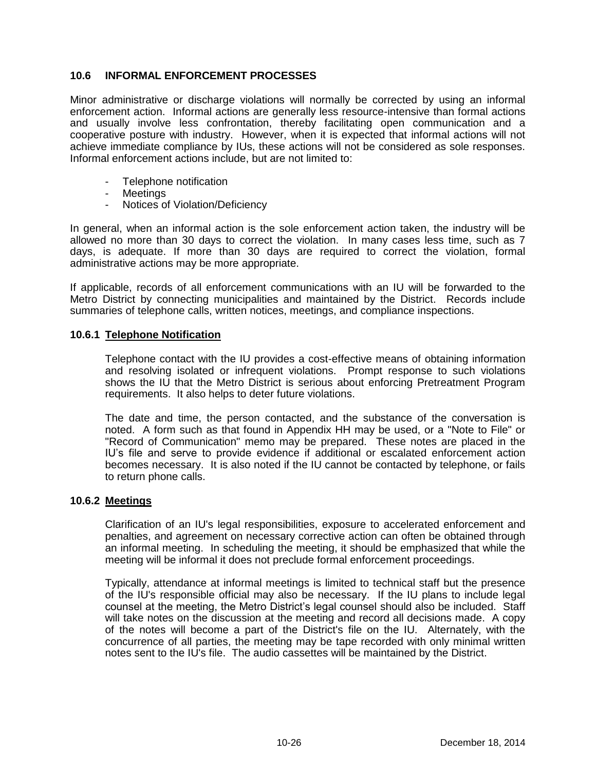## 10.6 INFORMAL ENFORCEMENT PROCESSES

Minor administrative or discharge violations will normally be corrected by using an informal enforcement action. Informal actions are generally less resource-intensive than formal actions and usually involve less confrontation, thereby facilitating open communication and a cooperative posture with industry. However, when it is expected that informal actions will not achieve immediate compliance by IUs, these actions will not be considered as sole responses. Informal enforcement actions include, but are not limited to:

- Telephone notification
- Meetings
- Notices of Violation/Deficiency

In general, when an informal action is the sole enforcement action taken, the industry will be allowed no more than 30 days to correct the violation. In many cases less time, such as 7 days, is adequate. If more than 30 days are required to correct the violation, formal administrative actions may be more appropriate.

If applicable, records of all enforcement communications with an IU will be forwarded to the Metro District by connecting municipalities and maintained by the District. Records include summaries of telephone calls, written notices, meetings, and compliance inspections.

### 10.6.1 Telephone Notification

Telephone contact with the IU provides a cost-effective means of obtaining information and resolving isolated or infrequent violations. Prompt response to such violations shows the IU that the Metro District is serious about enforcing Pretreatment Program requirements. It also helps to deter future violations.

The date and time, the person contacted, and the substance of the conversation is noted. A form such as that found in Appendix HH may be used, or a "Note to File" or "Record of Communication" memo may be prepared. These notes are placed in the IU's file and serve to provide evidence if additional or escalated enforcement action becomes necessary. It is also noted if the IU cannot be contacted by telephone, or fails to return phone calls.

### 10.6.2 Meetings

Clarification of an IU's legal responsibilities, exposure to accelerated enforcement and penalties, and agreement on necessary corrective action can often be obtained through an informal meeting. In scheduling the meeting, it should be emphasized that while the meeting will be informal it does not preclude formal enforcement proceedings.

Typically, attendance at informal meetings is limited to technical staff but the presence of the IU's responsible official may also be necessary. If the IU plans to include legal counsel at the meeting, the Metro District's legal counsel should also be included. Staff will take notes on the discussion at the meeting and record all decisions made. A copy of the notes will become a part of the District's file on the IU. Alternately, with the concurrence of all parties, the meeting may be tape recorded with only minimal written notes sent to the IU's file. The audio cassettes will be maintained by the District.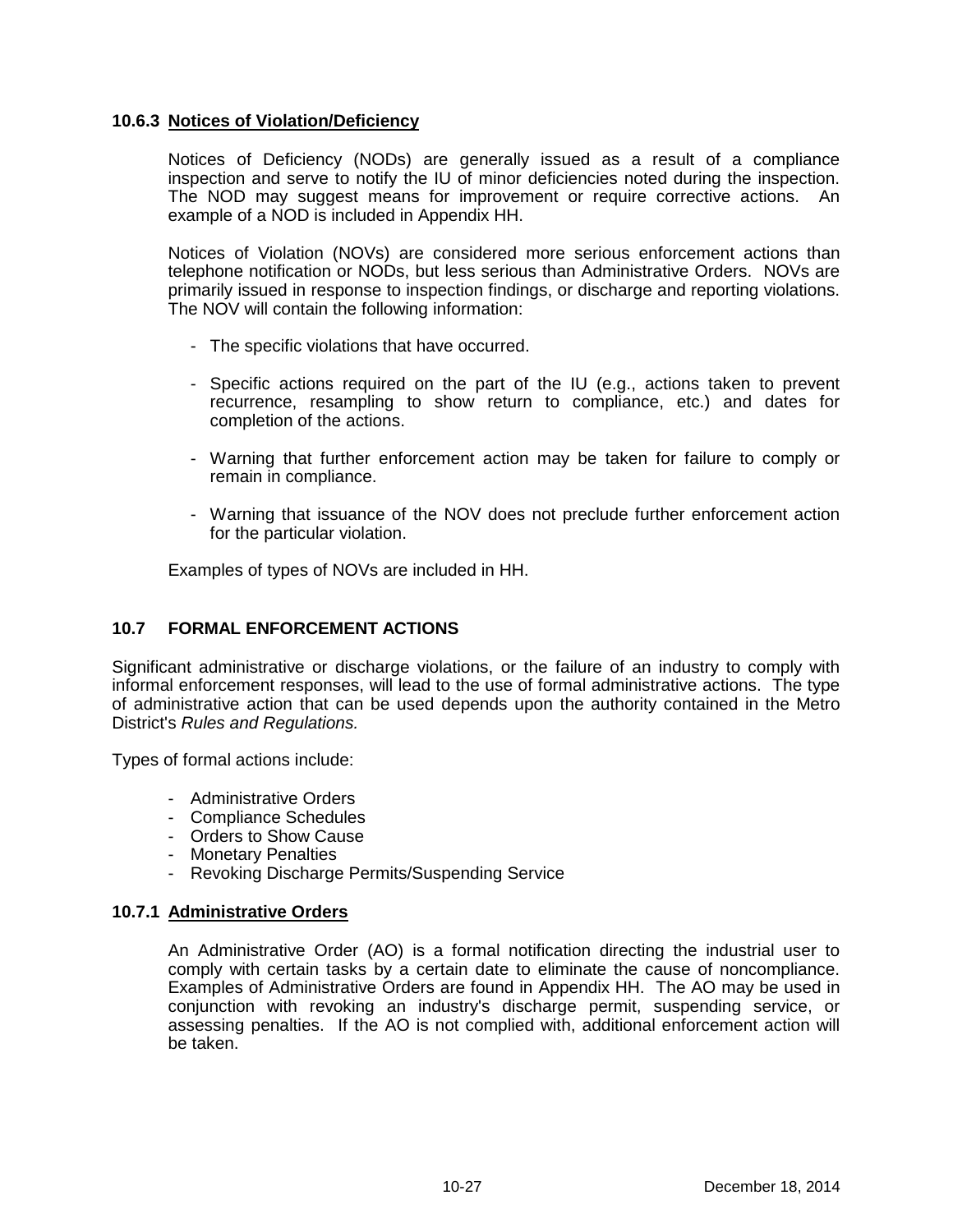### 10.6.3 Notices of Violation/Deficiency

Notices of Deficiency (NODs) are generally issued as a result of a compliance inspection and serve to notify the IU of minor deficiencies noted during the inspection. The NOD may suggest means for improvement or require corrective actions. An example of a NOD is included in Appendix HH.

Notices of Violation (NOVs) are considered more serious enforcement actions than telephone notification or NODs, but less serious than Administrative Orders. NOVs are primarily issued in response to inspection findings, or discharge and reporting violations. The NOV will contain the following information:

- The specific violations that have occurred.
- Specific actions required on the part of the IU (e.g., actions taken to prevent recurrence, resampling to show return to compliance, etc.) and dates for completion of the actions.
- Warning that further enforcement action may be taken for failure to comply or remain in compliance.
- Warning that issuance of the NOV does not preclude further enforcement action for the particular violation.

Examples of types of NOVs are included in HH.

## 10.7 FORMAL ENFORCEMENT ACTIONS

Significant administrative or discharge violations, or the failure of an industry to comply with informal enforcement responses, will lead to the use of formal administrative actions. The type of administrative action that can be used depends upon the authority contained in the Metro District's *Rules and Regulations.*

Types of formal actions include:

- Administrative Orders
- Compliance Schedules
- Orders to Show Cause
- Monetary Penalties
- Revoking Discharge Permits/Suspending Service

### 10.7.1 Administrative Orders

An Administrative Order (AO) is a formal notification directing the industrial user to comply with certain tasks by a certain date to eliminate the cause of noncompliance. Examples of Administrative Orders are found in Appendix HH. The AO may be used in conjunction with revoking an industry's discharge permit, suspending service, or assessing penalties. If the AO is not complied with, additional enforcement action will be taken.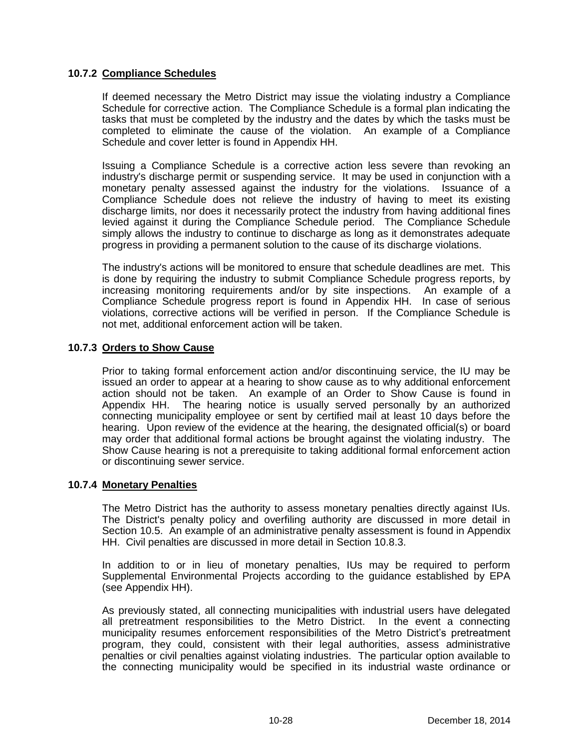### 10.7.2 Compliance Schedules

If deemed necessary the Metro District may issue the violating industry a Compliance Schedule for corrective action. The Compliance Schedule is a formal plan indicating the tasks that must be completed by the industry and the dates by which the tasks must be completed to eliminate the cause of the violation. An example of a Compliance Schedule and cover letter is found in Appendix HH.

Issuing a Compliance Schedule is a corrective action less severe than revoking an industry's discharge permit or suspending service. It may be used in conjunction with a monetary penalty assessed against the industry for the violations. Issuance of a Compliance Schedule does not relieve the industry of having to meet its existing discharge limits, nor does it necessarily protect the industry from having additional fines levied against it during the Compliance Schedule period. The Compliance Schedule simply allows the industry to continue to discharge as long as it demonstrates adequate progress in providing a permanent solution to the cause of its discharge violations.

The industry's actions will be monitored to ensure that schedule deadlines are met. This is done by requiring the industry to submit Compliance Schedule progress reports, by increasing monitoring requirements and/or by site inspections. An example of a Compliance Schedule progress report is found in Appendix HH. In case of serious violations, corrective actions will be verified in person. If the Compliance Schedule is not met, additional enforcement action will be taken.

### 10.7.3 Orders to Show Cause

Prior to taking formal enforcement action and/or discontinuing service, the IU may be issued an order to appear at a hearing to show cause as to why additional enforcement action should not be taken. An example of an Order to Show Cause is found in Appendix HH. The hearing notice is usually served personally by an authorized connecting municipality employee or sent by certified mail at least 10 days before the hearing. Upon review of the evidence at the hearing, the designated official(s) or board may order that additional formal actions be brought against the violating industry. The Show Cause hearing is not a prerequisite to taking additional formal enforcement action or discontinuing sewer service.

### 10.7.4 Monetary Penalties

The Metro District has the authority to assess monetary penalties directly against IUs. The District's penalty policy and overfiling authority are discussed in more detail in Section 10.5. An example of an administrative penalty assessment is found in Appendix HH. Civil penalties are discussed in more detail in Section 10.8.3.

In addition to or in lieu of monetary penalties, IUs may be required to perform Supplemental Environmental Projects according to the guidance established by EPA (see Appendix HH).

As previously stated, all connecting municipalities with industrial users have delegated all pretreatment responsibilities to the Metro District. In the event a connecting municipality resumes enforcement responsibilities of the Metro District's pretreatment program, they could, consistent with their legal authorities, assess administrative penalties or civil penalties against violating industries. The particular option available to the connecting municipality would be specified in its industrial waste ordinance or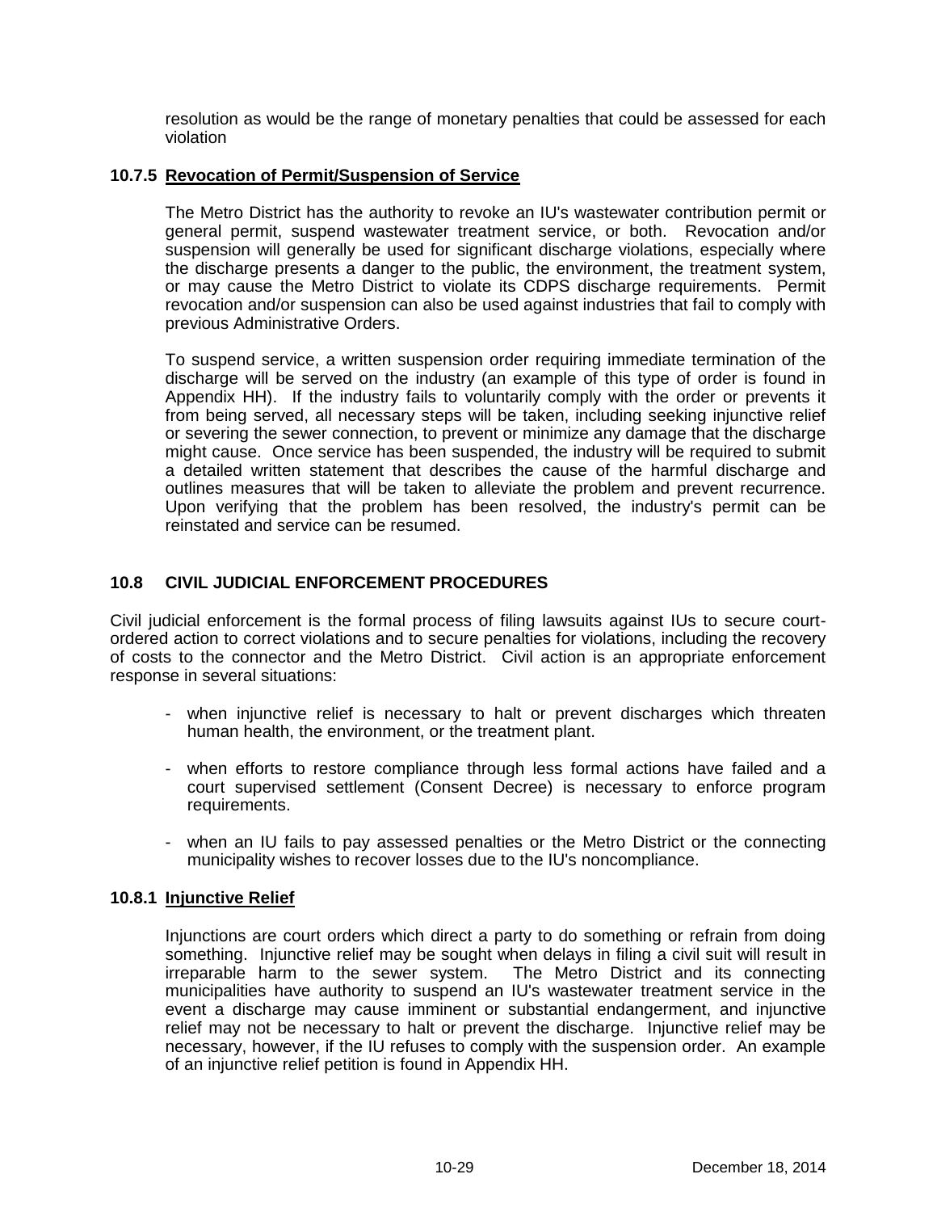resolution as would be the range of monetary penalties that could be assessed for each violation

### 10.7.5 Revocation of Permit/Suspension of Service

The Metro District has the authority to revoke an IU's wastewater contribution permit or general permit, suspend wastewater treatment service, or both. Revocation and/or suspension will generally be used for significant discharge violations, especially where the discharge presents a danger to the public, the environment, the treatment system, or may cause the Metro District to violate its CDPS discharge requirements. Permit revocation and/or suspension can also be used against industries that fail to comply with previous Administrative Orders.

To suspend service, a written suspension order requiring immediate termination of the discharge will be served on the industry (an example of this type of order is found in Appendix HH). If the industry fails to voluntarily comply with the order or prevents it from being served, all necessary steps will be taken, including seeking injunctive relief or severing the sewer connection, to prevent or minimize any damage that the discharge might cause. Once service has been suspended, the industry will be required to submit a detailed written statement that describes the cause of the harmful discharge and outlines measures that will be taken to alleviate the problem and prevent recurrence. Upon verifying that the problem has been resolved, the industry's permit can be reinstated and service can be resumed.

## 10.8 CIVIL JUDICIAL ENFORCEMENT PROCEDURES

Civil judicial enforcement is the formal process of filing lawsuits against IUs to secure court-ordered action to correct violations and to secure penalties for violations, including the recovery of costs to the connector and the Metro District. Civil action is an appropriate enforcement response in several situations:

- when injunctive relief is necessary to halt or prevent discharges which threaten human health, the environment, or the treatment plant.
- when efforts to restore compliance through less formal actions have failed and a court supervised settlement (Consent Decree) is necessary to enforce program requirements.
- when an IU fails to pay assessed penalties or the Metro District or the connecting municipality wishes to recover losses due to the IU's noncompliance.

### 10.8.1 Injunctive Relief

Injunctions are court orders which direct a party to do something or refrain from doing something. Injunctive relief may be sought when delays in filing a civil suit will result in irreparable harm to the sewer system. The Metro District and its connecting municipalities have authority to suspend an IU's wastewater treatment service in the event a discharge may cause imminent or substantial endangerment, and injunctive relief may not be necessary to halt or prevent the discharge. Injunctive relief may be necessary, however, if the IU refuses to comply with the suspension order. An example of an injunctive relief petition is found in Appendix HH.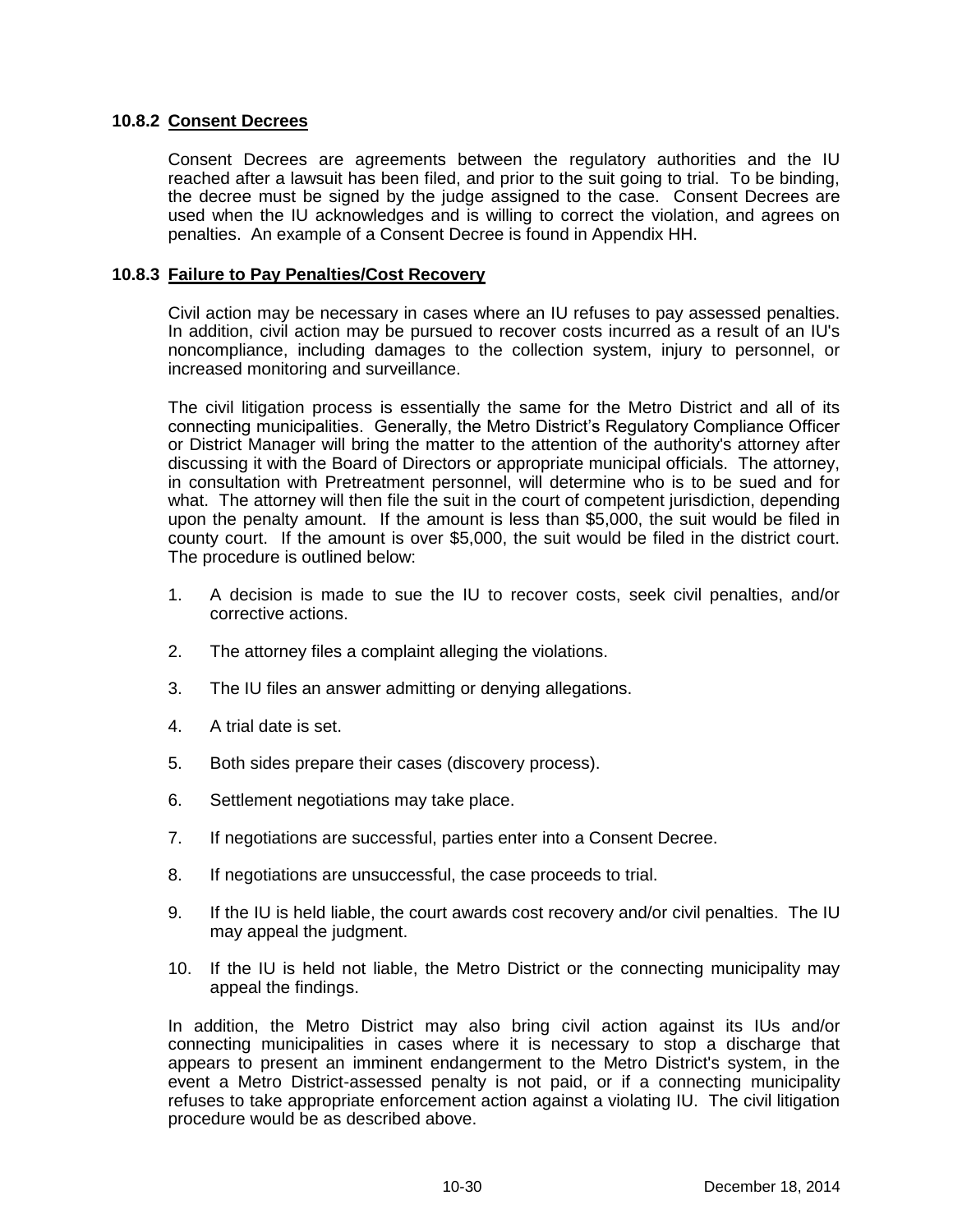### 10.8.2 Consent Decrees

Consent Decrees are agreements between the regulatory authorities and the IU reached after a lawsuit has been filed, and prior to the suit going to trial. To be binding, the decree must be signed by the judge assigned to the case. Consent Decrees are used when the IU acknowledges and is willing to correct the violation, and agrees on penalties. An example of a Consent Decree is found in Appendix HH.

### 10.8.3 Failure to Pay Penalties/Cost Recovery

Civil action may be necessary in cases where an IU refuses to pay assessed penalties. In addition, civil action may be pursued to recover costs incurred as a result of an IU's noncompliance, including damages to the collection system, injury to personnel, or increased monitoring and surveillance.

The civil litigation process is essentially the same for the Metro District and all of its connecting municipalities. Generally, the Metro District's Regulatory Compliance Officer or District Manager will bring the matter to the attention of the authority's attorney after discussing it with the Board of Directors or appropriate municipal officials. The attorney, in consultation with Pretreatment personnel, will determine who is to be sued and for what. The attorney will then file the suit in the court of competent jurisdiction, depending upon the penalty amount. If the amount is less than $5,000, the suit would be filed in county court. If the amount is over $5,000, the suit would be filed in the district court. The procedure is outlined below:

1. A decision is made to sue the IU to recover costs, seek civil penalties, and/or corrective actions.
2. The attorney files a complaint alleging the violations.
3. The IU files an answer admitting or denying allegations.
4. A trial date is set.
5. Both sides prepare their cases (discovery process).
6. Settlement negotiations may take place.
7. If negotiations are successful, parties enter into a Consent Decree.
8. If negotiations are unsuccessful, the case proceeds to trial.
9. If the IU is held liable, the court awards cost recovery and/or civil penalties. The IU may appeal the judgment.
10. If the IU is held not liable, the Metro District or the connecting municipality may appeal the findings.

In addition, the Metro District may also bring civil action against its IUs and/or connecting municipalities in cases where it is necessary to stop a discharge that appears to present an imminent endangerment to the Metro District's system, in the event a Metro District-assessed penalty is not paid, or if a connecting municipality refuses to take appropriate enforcement action against a violating IU. The civil litigation procedure would be as described above.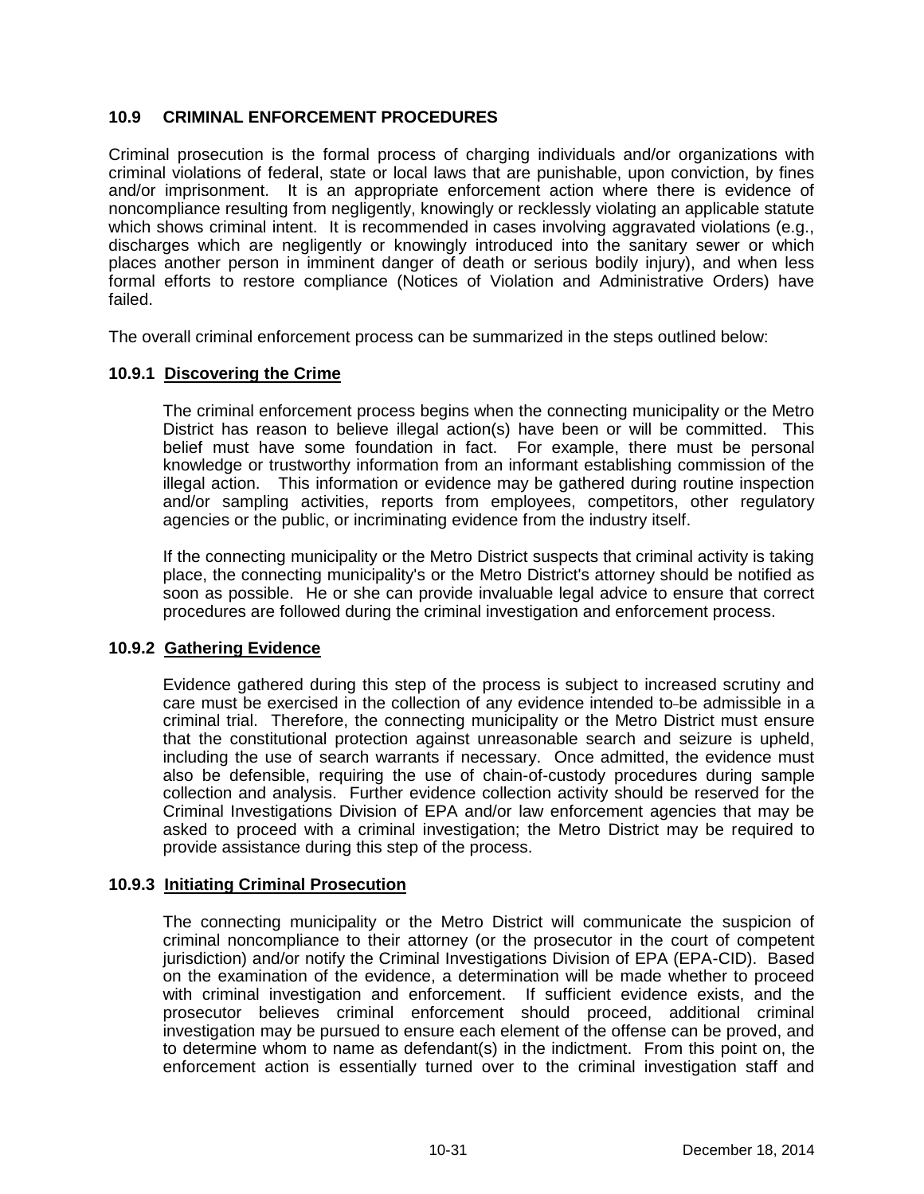## 10.9 CRIMINAL ENFORCEMENT PROCEDURES

Criminal prosecution is the formal process of charging individuals and/or organizations with criminal violations of federal, state or local laws that are punishable, upon conviction, by fines and/or imprisonment. It is an appropriate enforcement action where there is evidence of noncompliance resulting from negligently, knowingly or recklessly violating an applicable statute which shows criminal intent. It is recommended in cases involving aggravated violations (e.g., discharges which are negligently or knowingly introduced into the sanitary sewer or which places another person in imminent danger of death or serious bodily injury), and when less formal efforts to restore compliance (Notices of Violation and Administrative Orders) have failed.

The overall criminal enforcement process can be summarized in the steps outlined below:

### 10.9.1 Discovering the Crime

The criminal enforcement process begins when the connecting municipality or the Metro District has reason to believe illegal action(s) have been or will be committed. This belief must have some foundation in fact. For example, there must be personal knowledge or trustworthy information from an informant establishing commission of the illegal action. This information or evidence may be gathered during routine inspection and/or sampling activities, reports from employees, competitors, other regulatory agencies or the public, or incriminating evidence from the industry itself.

If the connecting municipality or the Metro District suspects that criminal activity is taking place, the connecting municipality's or the Metro District's attorney should be notified as soon as possible. He or she can provide invaluable legal advice to ensure that correct procedures are followed during the criminal investigation and enforcement process.

### 10.9.2 Gathering Evidence

Evidence gathered during this step of the process is subject to increased scrutiny and care must be exercised in the collection of any evidence intended to be admissible in a criminal trial. Therefore, the connecting municipality or the Metro District must ensure that the constitutional protection against unreasonable search and seizure is upheld, including the use of search warrants if necessary. Once admitted, the evidence must also be defensible, requiring the use of chain-of-custody procedures during sample collection and analysis. Further evidence collection activity should be reserved for the Criminal Investigations Division of EPA and/or law enforcement agencies that may be asked to proceed with a criminal investigation; the Metro District may be required to provide assistance during this step of the process.

### 10.9.3 Initiating Criminal Prosecution

The connecting municipality or the Metro District will communicate the suspicion of criminal noncompliance to their attorney (or the prosecutor in the court of competent jurisdiction) and/or notify the Criminal Investigations Division of EPA (EPA-CID). Based on the examination of the evidence, a determination will be made whether to proceed with criminal investigation and enforcement. If sufficient evidence exists, and the prosecutor believes criminal enforcement should proceed, additional criminal investigation may be pursued to ensure each element of the offense can be proved, and to determine whom to name as defendant(s) in the indictment. From this point on, the enforcement action is essentially turned over to the criminal investigation staff and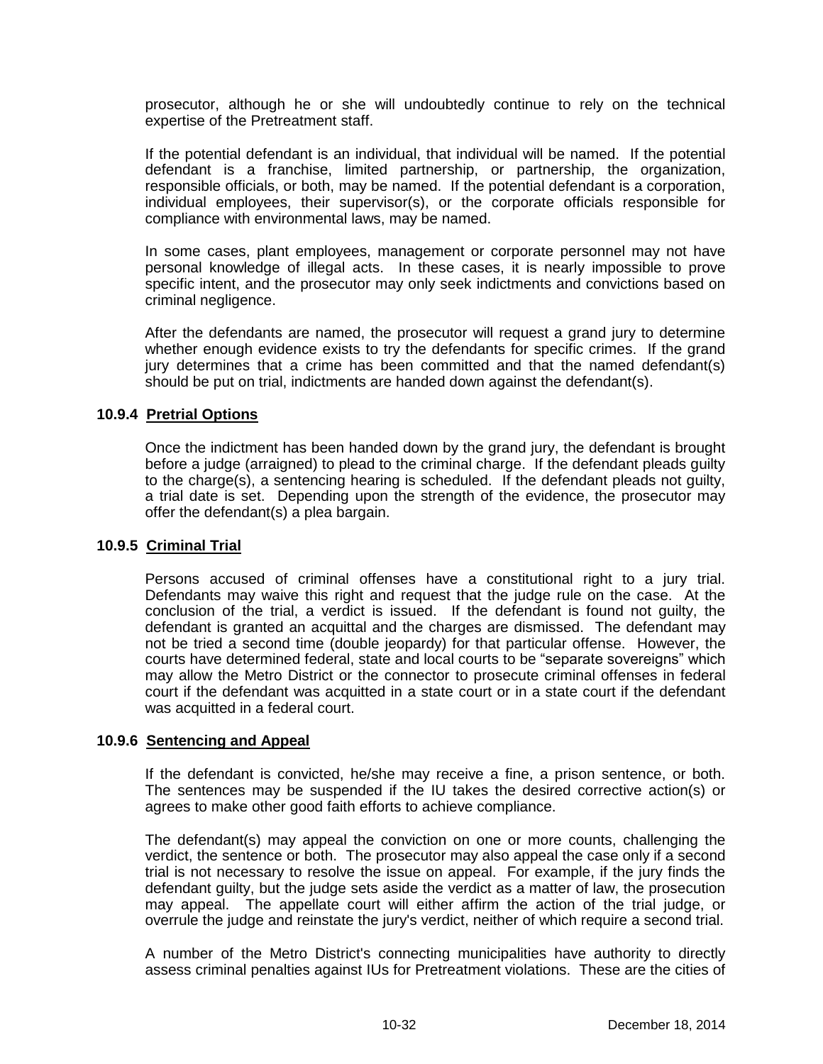prosecutor, although he or she will undoubtedly continue to rely on the technical expertise of the Pretreatment staff.

If the potential defendant is an individual, that individual will be named. If the potential defendant is a franchise, limited partnership, or partnership, the organization, responsible officials, or both, may be named. If the potential defendant is a corporation, individual employees, their supervisor(s), or the corporate officials responsible for compliance with environmental laws, may be named.

In some cases, plant employees, management or corporate personnel may not have personal knowledge of illegal acts. In these cases, it is nearly impossible to prove specific intent, and the prosecutor may only seek indictments and convictions based on criminal negligence.

After the defendants are named, the prosecutor will request a grand jury to determine whether enough evidence exists to try the defendants for specific crimes. If the grand jury determines that a crime has been committed and that the named defendant(s) should be put on trial, indictments are handed down against the defendant(s).

### 10.9.4 Pretrial Options

Once the indictment has been handed down by the grand jury, the defendant is brought before a judge (arraigned) to plead to the criminal charge. If the defendant pleads guilty to the charge(s), a sentencing hearing is scheduled. If the defendant pleads not guilty, a trial date is set. Depending upon the strength of the evidence, the prosecutor may offer the defendant(s) a plea bargain.

### 10.9.5 Criminal Trial

Persons accused of criminal offenses have a constitutional right to a jury trial. Defendants may waive this right and request that the judge rule on the case. At the conclusion of the trial, a verdict is issued. If the defendant is found not guilty, the defendant is granted an acquittal and the charges are dismissed. The defendant may not be tried a second time (double jeopardy) for that particular offense. However, the courts have determined federal, state and local courts to be "separate sovereigns" which may allow the Metro District or the connector to prosecute criminal offenses in federal court if the defendant was acquitted in a state court or in a state court if the defendant was acquitted in a federal court.

### 10.9.6 Sentencing and Appeal

If the defendant is convicted, he/she may receive a fine, a prison sentence, or both. The sentences may be suspended if the IU takes the desired corrective action(s) or agrees to make other good faith efforts to achieve compliance.

The defendant(s) may appeal the conviction on one or more counts, challenging the verdict, the sentence or both. The prosecutor may also appeal the case only if a second trial is not necessary to resolve the issue on appeal. For example, if the jury finds the defendant guilty, but the judge sets aside the verdict as a matter of law, the prosecution may appeal. The appellate court will either affirm the action of the trial judge, or overrule the judge and reinstate the jury's verdict, neither of which require a second trial.

A number of the Metro District's connecting municipalities have authority to directly assess criminal penalties against IUs for Pretreatment violations. These are the cities of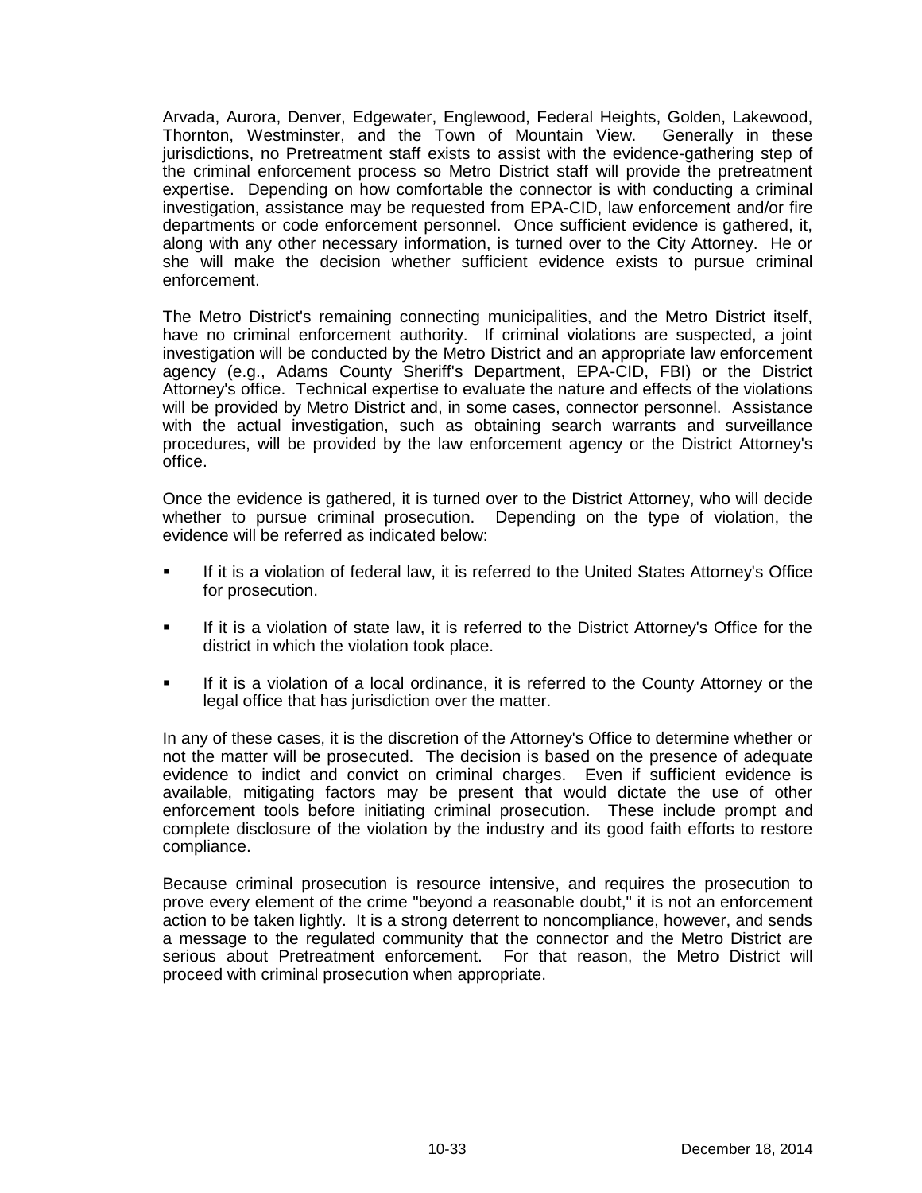Arvada, Aurora, Denver, Edgewater, Englewood, Federal Heights, Golden, Lakewood, Thornton, Westminster, and the Town of Mountain View. Generally in these jurisdictions, no Pretreatment staff exists to assist with the evidence-gathering step of the criminal enforcement process so Metro District staff will provide the pretreatment expertise. Depending on how comfortable the connector is with conducting a criminal investigation, assistance may be requested from EPA-CID, law enforcement and/or fire departments or code enforcement personnel. Once sufficient evidence is gathered, it, along with any other necessary information, is turned over to the City Attorney. He or she will make the decision whether sufficient evidence exists to pursue criminal enforcement.

The Metro District's remaining connecting municipalities, and the Metro District itself, have no criminal enforcement authority. If criminal violations are suspected, a joint investigation will be conducted by the Metro District and an appropriate law enforcement agency (e.g., Adams County Sheriff's Department, EPA-CID, FBI) or the District Attorney's office. Technical expertise to evaluate the nature and effects of the violations will be provided by Metro District and, in some cases, connector personnel. Assistance with the actual investigation, such as obtaining search warrants and surveillance procedures, will be provided by the law enforcement agency or the District Attorney's office.

Once the evidence is gathered, it is turned over to the District Attorney, who will decide whether to pursue criminal prosecution. Depending on the type of violation, the evidence will be referred as indicated below:

- If it is a violation of federal law, it is referred to the United States Attorney's Office for prosecution.
- If it is a violation of state law, it is referred to the District Attorney's Office for the district in which the violation took place.
- If it is a violation of a local ordinance, it is referred to the County Attorney or the legal office that has jurisdiction over the matter.

In any of these cases, it is the discretion of the Attorney's Office to determine whether or not the matter will be prosecuted. The decision is based on the presence of adequate evidence to indict and convict on criminal charges. Even if sufficient evidence is available, mitigating factors may be present that would dictate the use of other enforcement tools before initiating criminal prosecution. These include prompt and complete disclosure of the violation by the industry and its good faith efforts to restore compliance.

Because criminal prosecution is resource intensive, and requires the prosecution to prove every element of the crime "beyond a reasonable doubt," it is not an enforcement action to be taken lightly. It is a strong deterrent to noncompliance, however, and sends a message to the regulated community that the connector and the Metro District are serious about Pretreatment enforcement. For that reason, the Metro District will proceed with criminal prosecution when appropriate.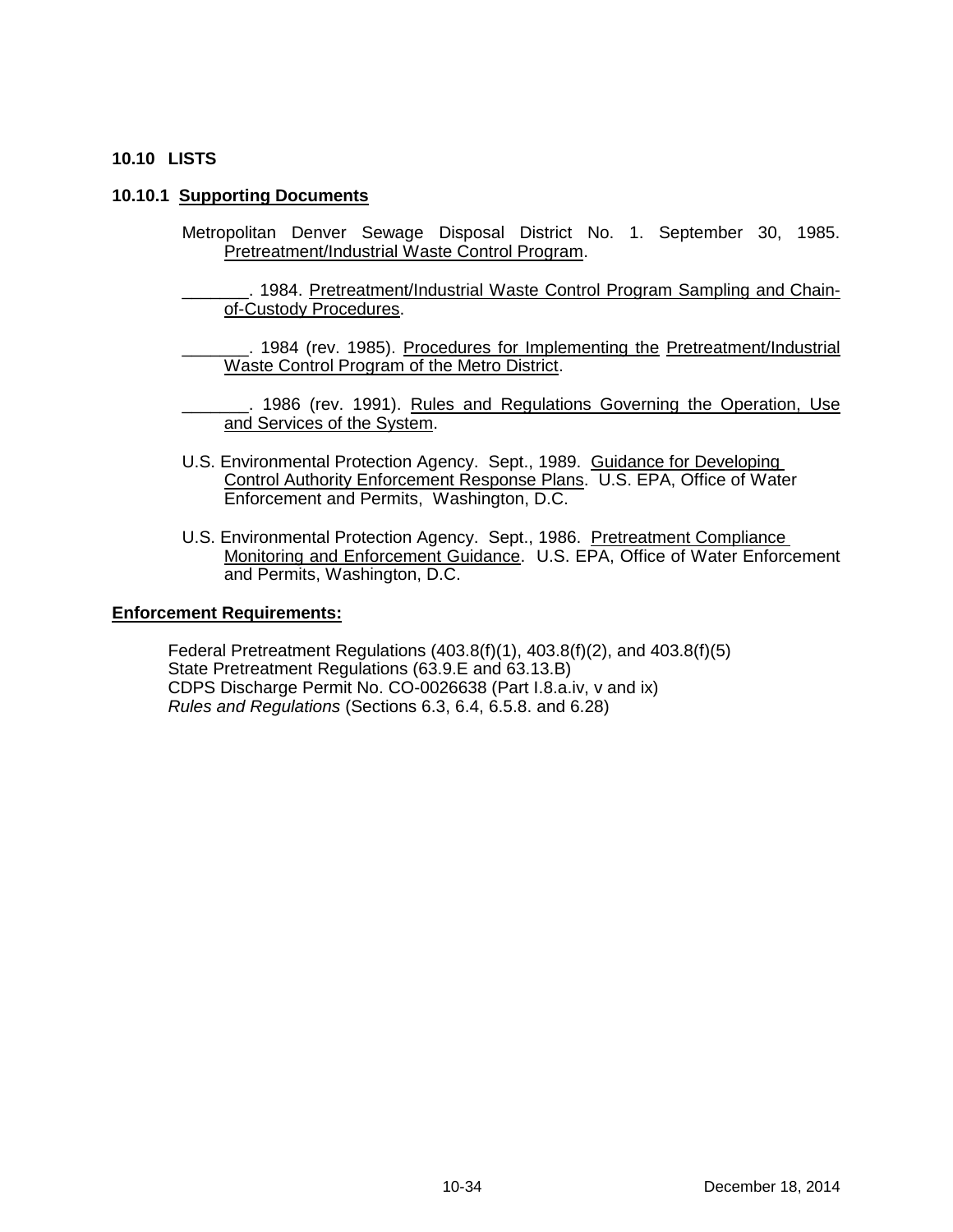## 10.10 LISTS

### 10.10.1 Supporting Documents

Metropolitan Denver Sewage Disposal District No. 1. September 30, 1985. Pretreatment/Industrial Waste Control Program.

_______. 1984. Pretreatment/Industrial Waste Control Program Sampling and Chain-of-Custody Procedures.

_______. 1984 (rev. 1985). Procedures for Implementing the Pretreatment/Industrial Waste Control Program of the Metro District.

_______. 1986 (rev. 1991). Rules and Regulations Governing the Operation, Use and Services of the System.

U.S. Environmental Protection Agency. Sept., 1989. Guidance for Developing Control Authority Enforcement Response Plans. U.S. EPA, Office of Water Enforcement and Permits, Washington, D.C.

U.S. Environmental Protection Agency. Sept., 1986. Pretreatment Compliance Monitoring and Enforcement Guidance. U.S. EPA, Office of Water Enforcement and Permits, Washington, D.C.

**Enforcement Requirements:**

Federal Pretreatment Regulations (403.8(f)(1), 403.8(f)(2), and 403.8(f)(5)
State Pretreatment Regulations (63.9.E and 63.13.B)
CDPS Discharge Permit No. CO-0026638 (Part I.8.a.iv, v and ix)
*Rules and Regulations* (Sections 6.3, 6.4, 6.5.8. and 6.28)